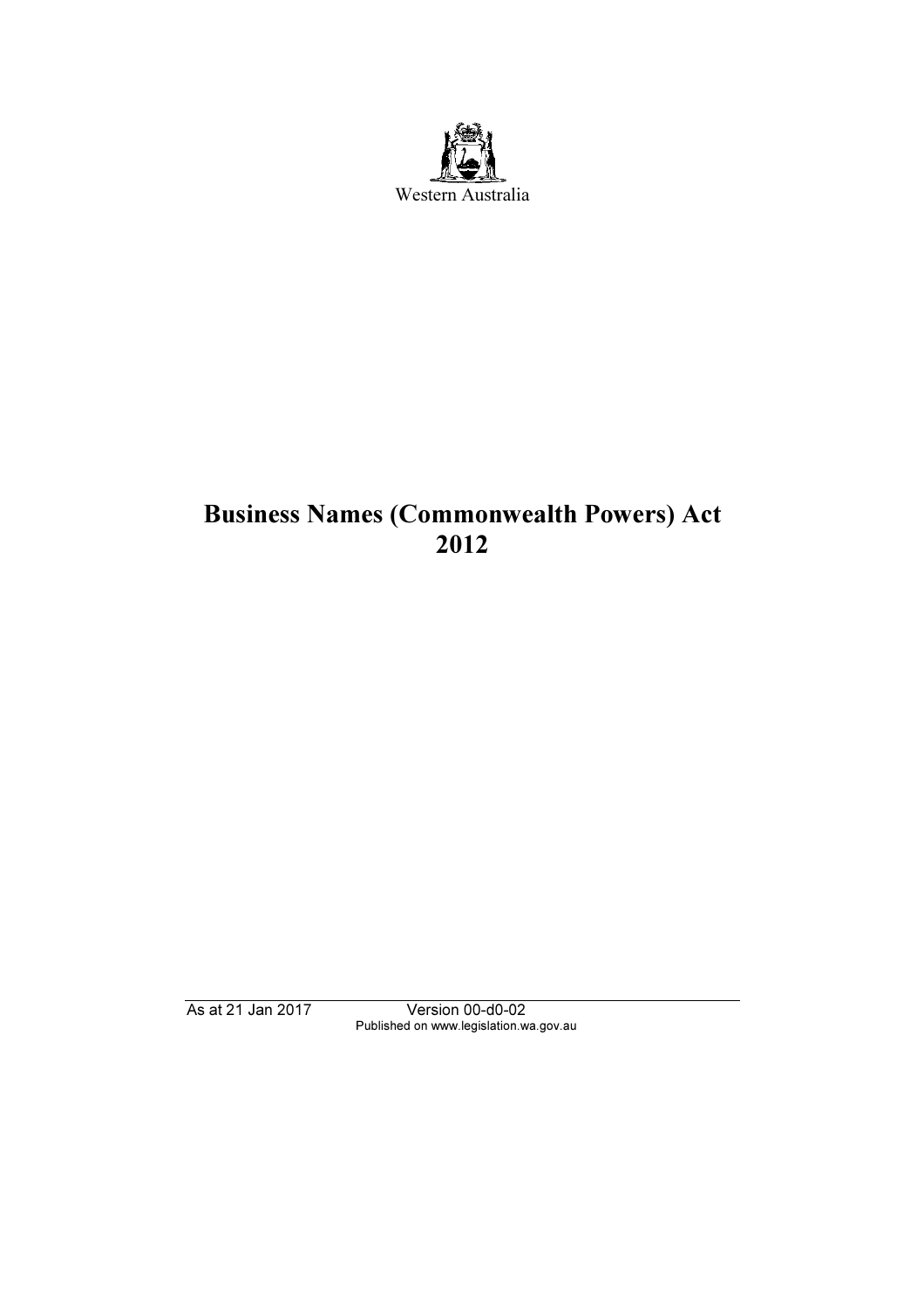Western Australia

# Business Names (Commonwealth Powers) Act 2012

As at 21 Jan 2017 Version 00-d0-02
Published on www.legislation.wa.gov.au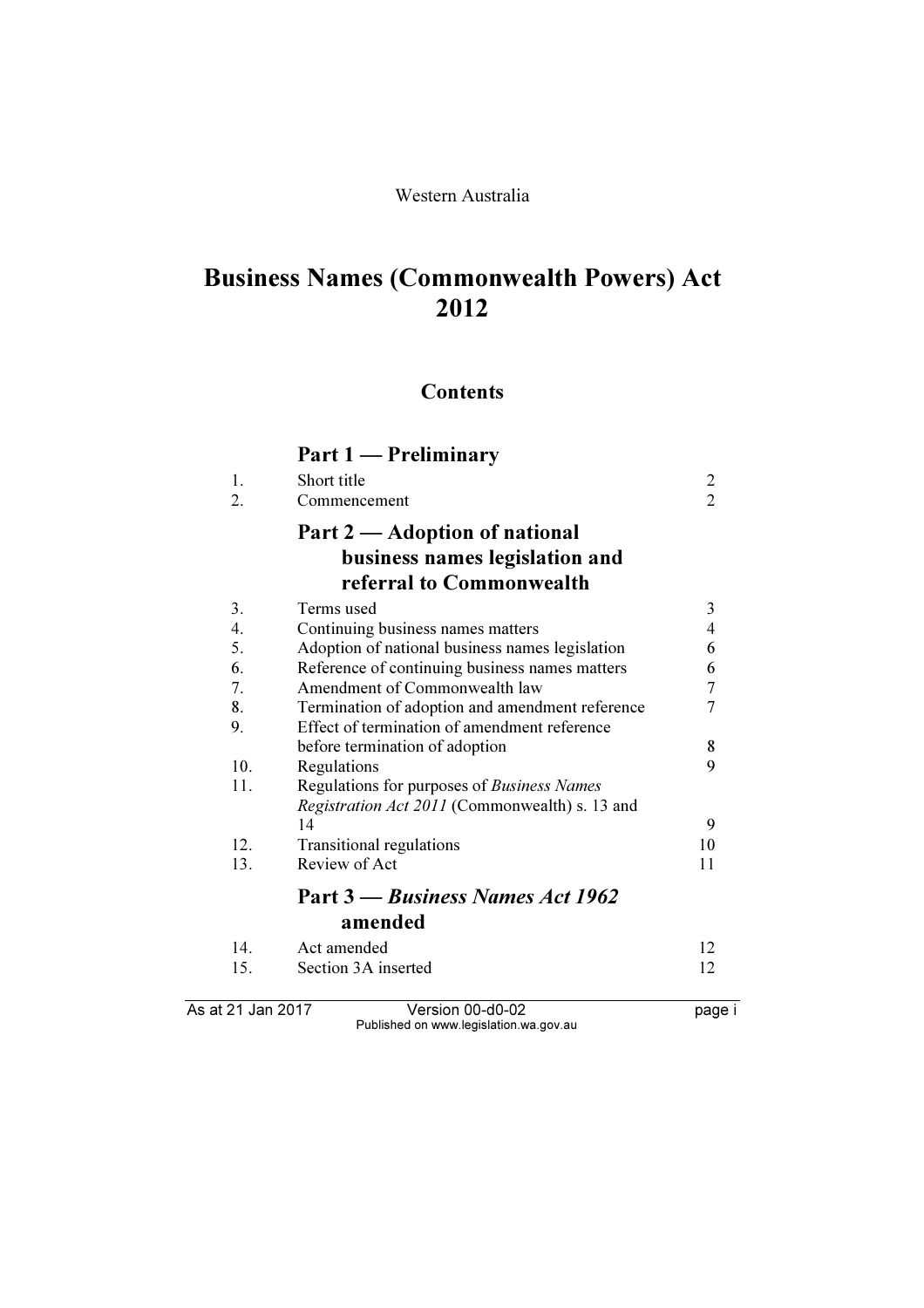Western Australia

# Business Names (Commonwealth Powers) Act 2012

## Contents

### Part 1 — Preliminary

| | | |
|---|---|---|
| 1. | Short title | 2 |
| 2. | Commencement | 2 |

### Part 2 — Adoption of national business names legislation and referral to Commonwealth

| | | |
|---|---|---|
| 3. | Terms used | 3 |
| 4. | Continuing business names matters | 4 |
| 5. | Adoption of national business names legislation | 6 |
| 6. | Reference of continuing business names matters | 6 |
| 7. | Amendment of Commonwealth law | 7 |
| 8. | Termination of adoption and amendment reference | 7 |
| 9. | Effect of termination of amendment reference before termination of adoption | 8 |
| 10. | Regulations | 9 |
| 11. | Regulations for purposes of *Business Names Registration Act 2011* (Commonwealth) s. 13 and 14 | 9 |
| 12. | Transitional regulations | 10 |
| 13. | Review of Act | 11 |

### Part 3 — *Business Names Act 1962* amended

| | | |
|---|---|---|
| 14. | Act amended | 12 |
| 15. | Section 3A inserted | 12 |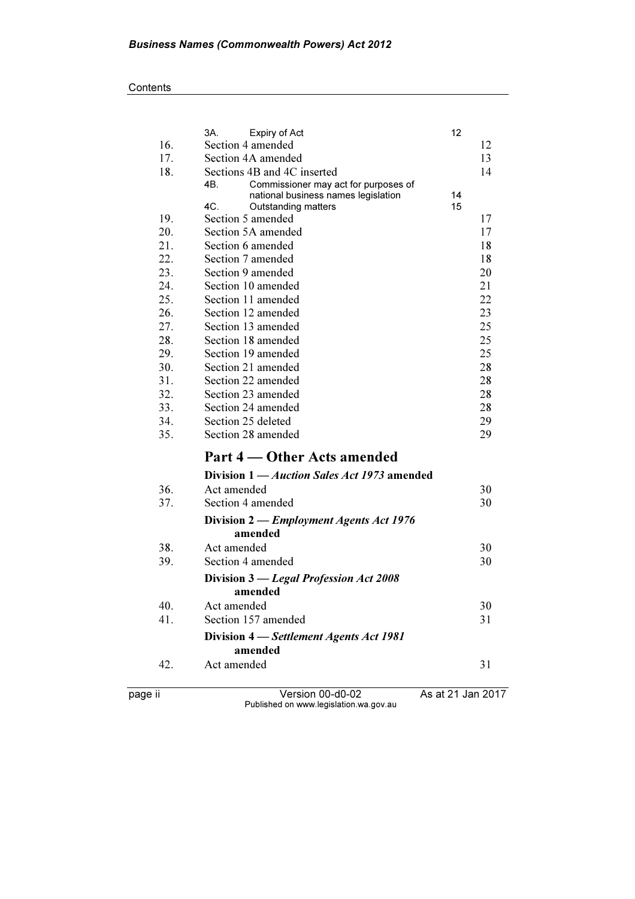Contents

| | | |
|---|---|---|
| | 3A. Expiry of Act | 12 |
| 16. | Section 4 amended | 12 |
| 17. | Section 4A amended | 13 |
| 18. | Sections 4B and 4C inserted | 14 |
| | 4B. Commissioner may act for purposes of national business names legislation | 14 |
| | 4C. Outstanding matters | 15 |
| 19. | Section 5 amended | 17 |
| 20. | Section 5A amended | 17 |
| 21. | Section 6 amended | 18 |
| 22. | Section 7 amended | 18 |
| 23. | Section 9 amended | 20 |
| 24. | Section 10 amended | 21 |
| 25. | Section 11 amended | 22 |
| 26. | Section 12 amended | 23 |
| 27. | Section 13 amended | 25 |
| 28. | Section 18 amended | 25 |
| 29. | Section 19 amended | 25 |
| 30. | Section 21 amended | 28 |
| 31. | Section 22 amended | 28 |
| 32. | Section 23 amended | 28 |
| 33. | Section 24 amended | 28 |
| 34. | Section 25 deleted | 29 |
| 35. | Section 28 amended | 29 |

## Part 4 — Other Acts amended

**Division 1 — *Auction Sales Act 1973* amended**

| | | |
|---|---|---|
| 36. | Act amended | 30 |
| 37. | Section 4 amended | 30 |

**Division 2 — *Employment Agents Act 1976* amended**

| | | |
|---|---|---|
| 38. | Act amended | 30 |
| 39. | Section 4 amended | 30 |

**Division 3 — *Legal Profession Act 2008* amended**

| | | |
|---|---|---|
| 40. | Act amended | 30 |
| 41. | Section 157 amended | 31 |

**Division 4 — *Settlement Agents Act 1981* amended**

| | | |
|---|---|---|
| 42. | Act amended | 31 |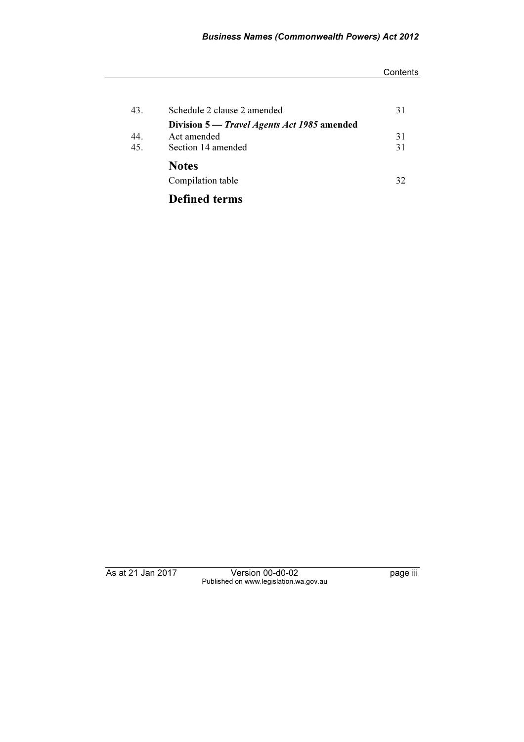| | | |
|---|---|---|
| 43. | Schedule 2 clause 2 amended | 31 |
| | **Division 5 — *Travel Agents Act 1985* amended** | |
| 44. | Act amended | 31 |
| 45. | Section 14 amended | 31 |

## Notes

| | |
|---|---|
| Compilation table | 32 |

## Defined terms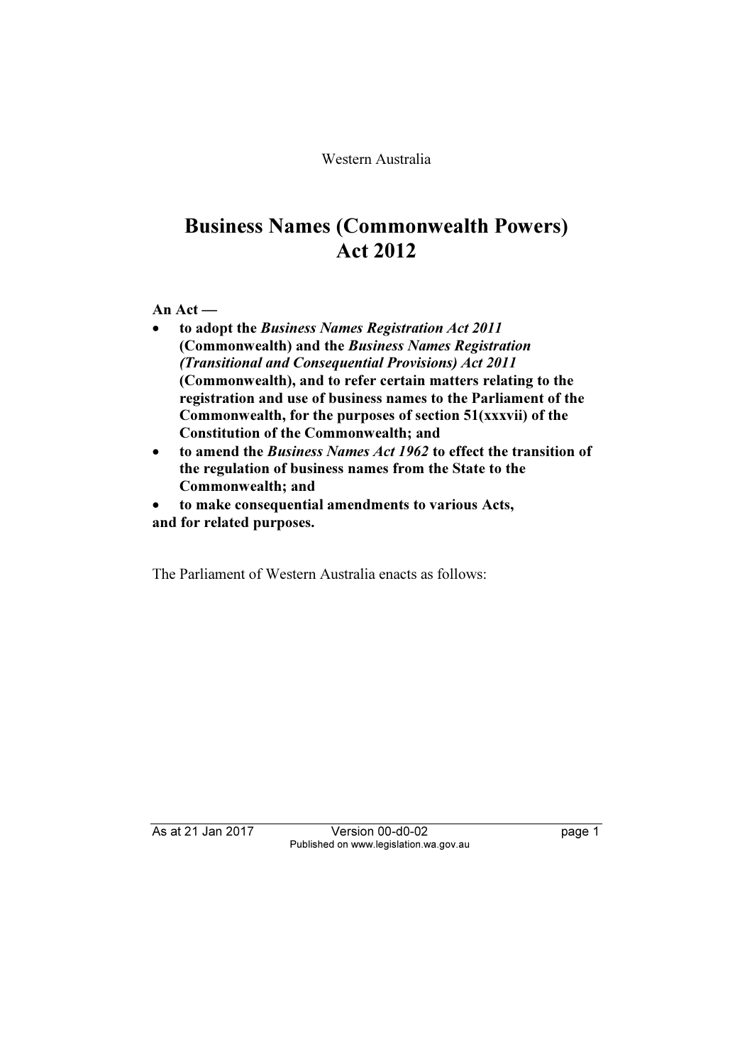Western Australia

# Business Names (Commonwealth Powers) Act 2012

**An Act —**

- **to adopt the *Business Names Registration Act 2011* (Commonwealth) and the *Business Names Registration (Transitional and Consequential Provisions) Act 2011* (Commonwealth), and to refer certain matters relating to the registration and use of business names to the Parliament of the Commonwealth, for the purposes of section 51(xxxvii) of the Constitution of the Commonwealth; and**
- **to amend the *Business Names Act 1962* to effect the transition of the regulation of business names from the State to the Commonwealth; and**
- **to make consequential amendments to various Acts,**

**and for related purposes.**

The Parliament of Western Australia enacts as follows: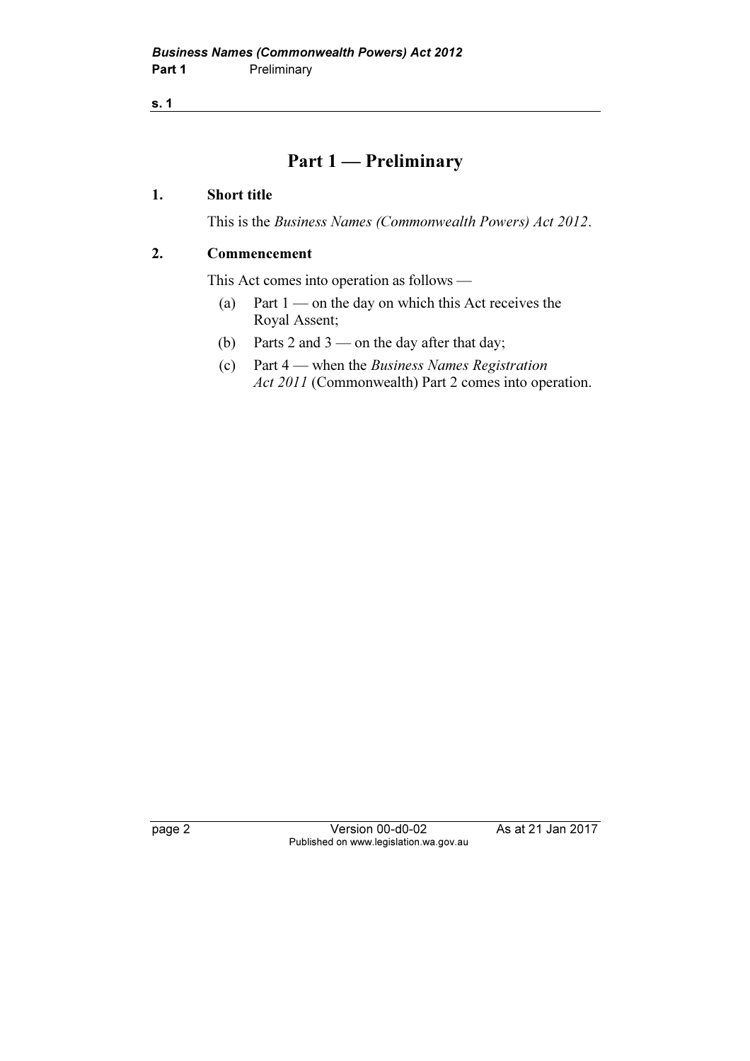# Part 1 — Preliminary

## 1. Short title

This is the *Business Names (Commonwealth Powers) Act 2012*.

## 2. Commencement

This Act comes into operation as follows —

(a) Part 1 — on the day on which this Act receives the Royal Assent;

(b) Parts 2 and 3 — on the day after that day;

(c) Part 4 — when the *Business Names Registration Act 2011* (Commonwealth) Part 2 comes into operation.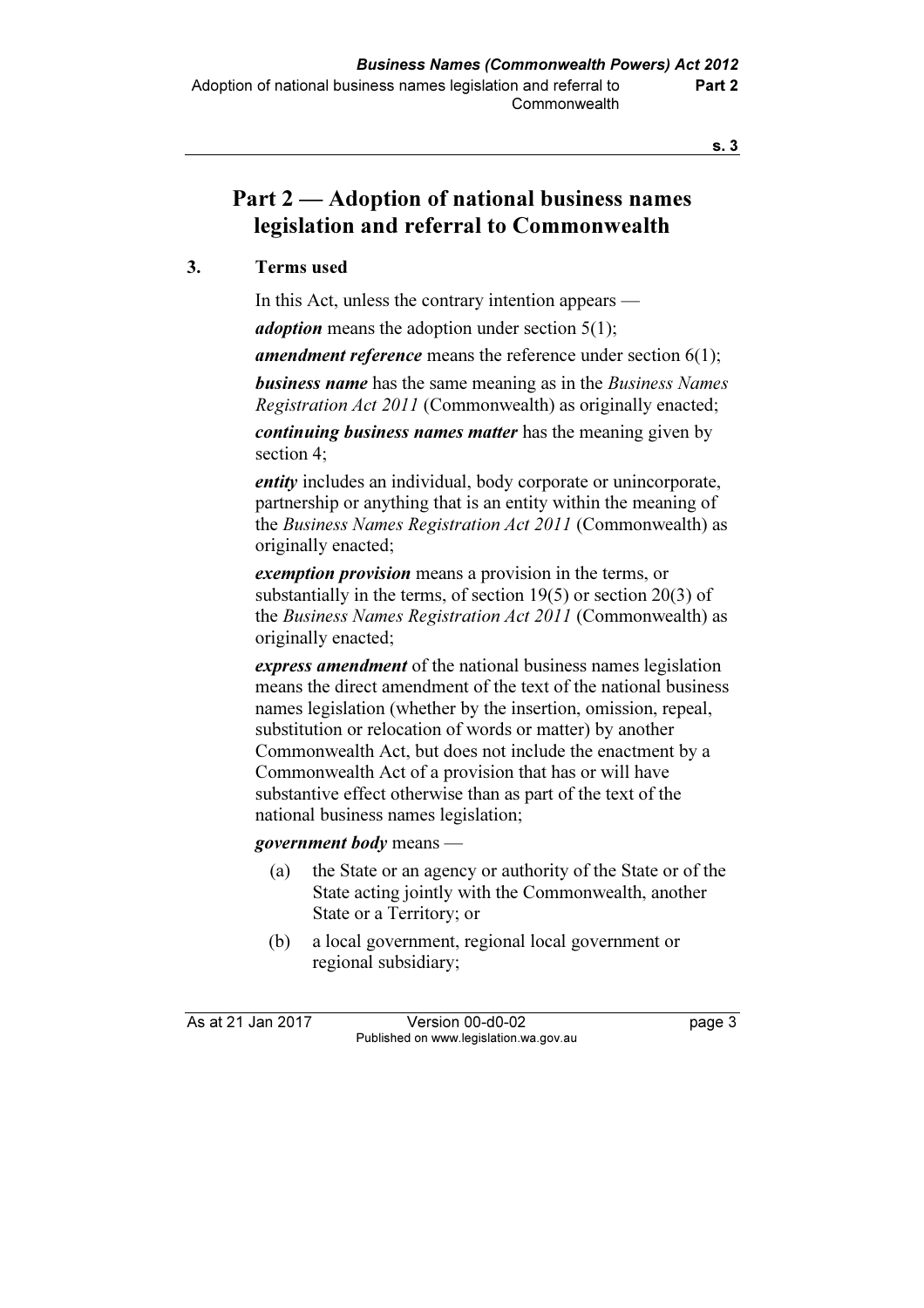# Part 2 — Adoption of national business names legislation and referral to Commonwealth

## 3. Terms used

In this Act, unless the contrary intention appears —

***adoption*** means the adoption under section 5(1);

***amendment reference*** means the reference under section 6(1);

***business name*** has the same meaning as in the *Business Names Registration Act 2011* (Commonwealth) as originally enacted;

***continuing business names matter*** has the meaning given by section 4;

***entity*** includes an individual, body corporate or unincorporate, partnership or anything that is an entity within the meaning of the *Business Names Registration Act 2011* (Commonwealth) as originally enacted;

***exemption provision*** means a provision in the terms, or substantially in the terms, of section 19(5) or section 20(3) of the *Business Names Registration Act 2011* (Commonwealth) as originally enacted;

***express amendment*** of the national business names legislation means the direct amendment of the text of the national business names legislation (whether by the insertion, omission, repeal, substitution or relocation of words or matter) by another Commonwealth Act, but does not include the enactment by a Commonwealth Act of a provision that has or will have substantive effect otherwise than as part of the text of the national business names legislation;

***government body*** means —

(a) the State or an agency or authority of the State or of the State acting jointly with the Commonwealth, another State or a Territory; or

(b) a local government, regional local government or regional subsidiary;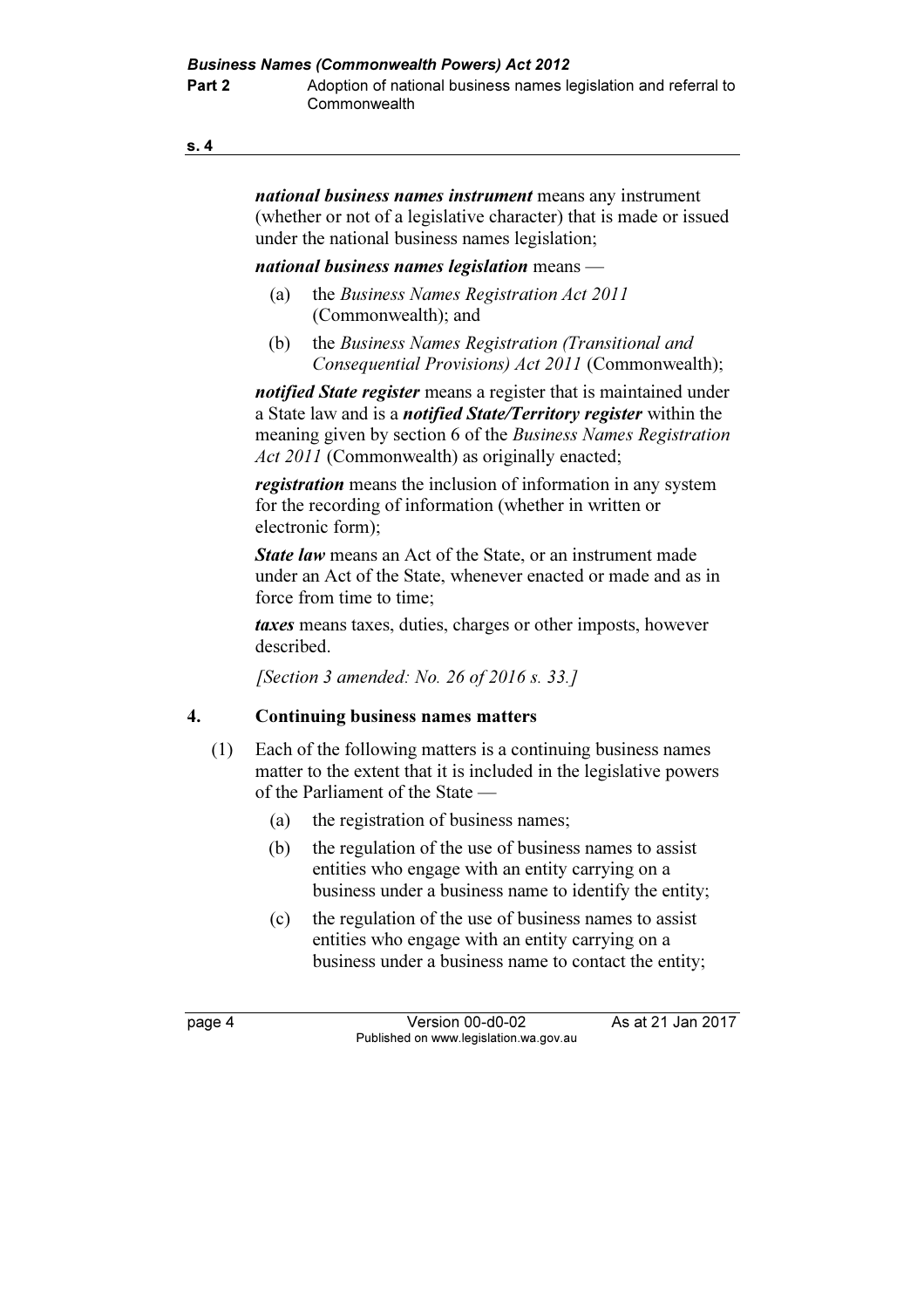***national business names instrument*** means any instrument (whether or not of a legislative character) that is made or issued under the national business names legislation;

***national business names legislation*** means —

(a) the *Business Names Registration Act 2011* (Commonwealth); and

(b) the *Business Names Registration (Transitional and Consequential Provisions) Act 2011* (Commonwealth);

***notified State register*** means a register that is maintained under a State law and is a ***notified State/Territory register*** within the meaning given by section 6 of the *Business Names Registration Act 2011* (Commonwealth) as originally enacted;

***registration*** means the inclusion of information in any system for the recording of information (whether in written or electronic form);

***State law*** means an Act of the State, or an instrument made under an Act of the State, whenever enacted or made and as in force from time to time;

***taxes*** means taxes, duties, charges or other imposts, however described.

*[Section 3 amended: No. 26 of 2016 s. 33.]*

## 4. Continuing business names matters

(1) Each of the following matters is a continuing business names matter to the extent that it is included in the legislative powers of the Parliament of the State —

(a) the registration of business names;

(b) the regulation of the use of business names to assist entities who engage with an entity carrying on a business under a business name to identify the entity;

(c) the regulation of the use of business names to assist entities who engage with an entity carrying on a business under a business name to contact the entity;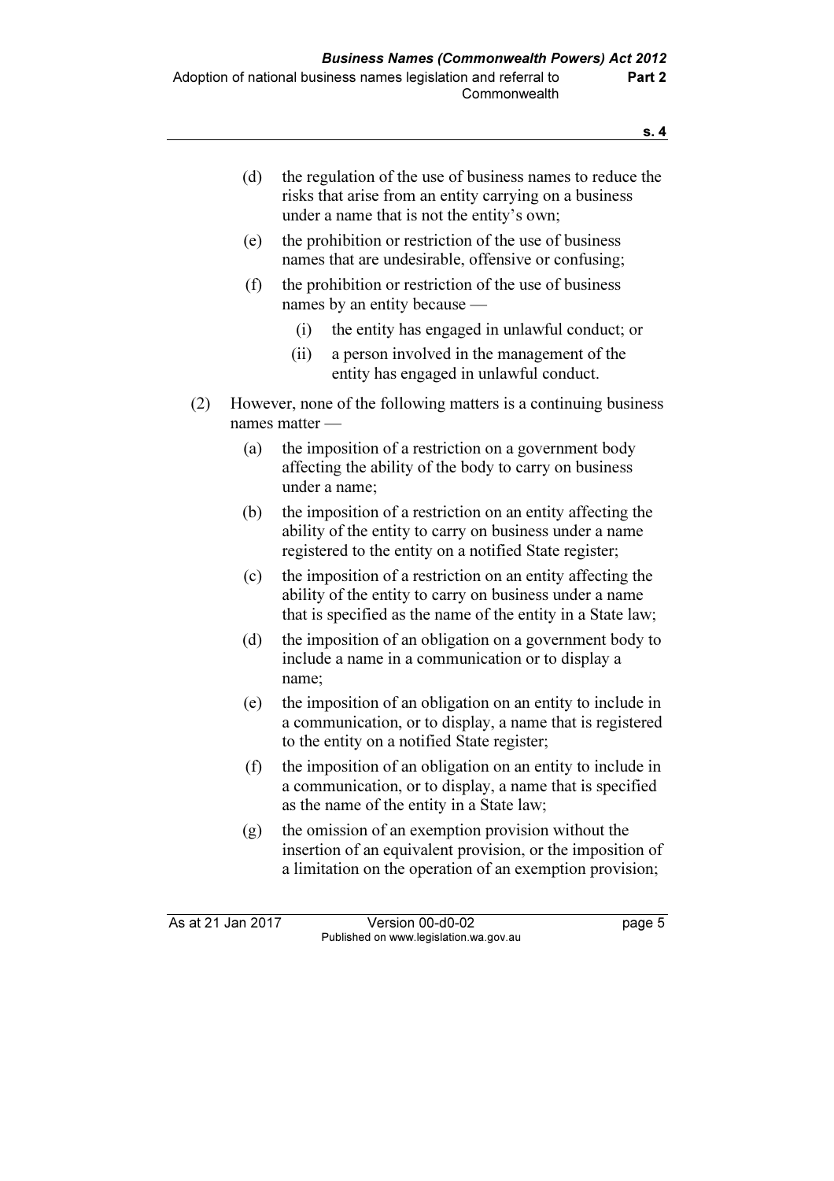(d) the regulation of the use of business names to reduce the risks that arise from an entity carrying on a business under a name that is not the entity's own;

(e) the prohibition or restriction of the use of business names that are undesirable, offensive or confusing;

(f) the prohibition or restriction of the use of business names by an entity because —

  (i) the entity has engaged in unlawful conduct; or

  (ii) a person involved in the management of the entity has engaged in unlawful conduct.

(2) However, none of the following matters is a continuing business names matter —

(a) the imposition of a restriction on a government body affecting the ability of the body to carry on business under a name;

(b) the imposition of a restriction on an entity affecting the ability of the entity to carry on business under a name registered to the entity on a notified State register;

(c) the imposition of a restriction on an entity affecting the ability of the entity to carry on business under a name that is specified as the name of the entity in a State law;

(d) the imposition of an obligation on a government body to include a name in a communication or to display a name;

(e) the imposition of an obligation on an entity to include in a communication, or to display, a name that is registered to the entity on a notified State register;

(f) the imposition of an obligation on an entity to include in a communication, or to display, a name that is specified as the name of the entity in a State law;

(g) the omission of an exemption provision without the insertion of an equivalent provision, or the imposition of a limitation on the operation of an exemption provision;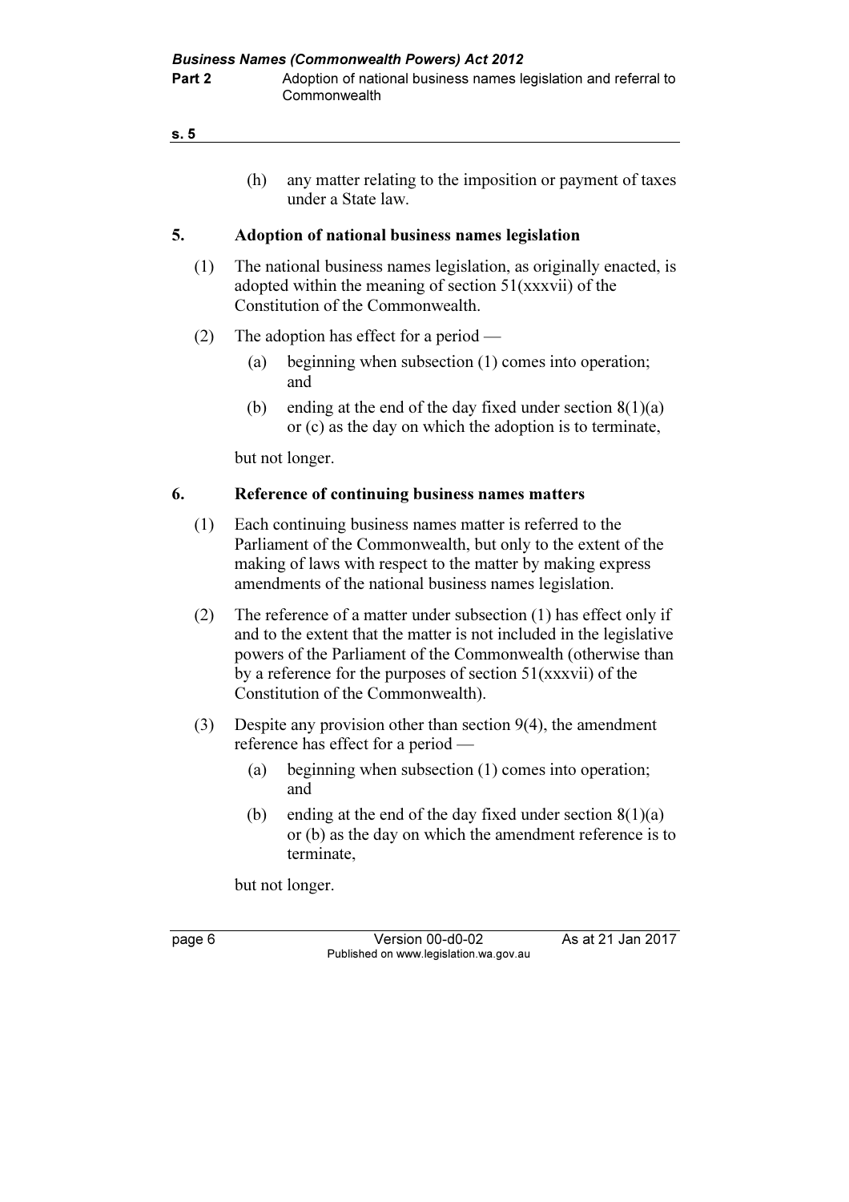(h) any matter relating to the imposition or payment of taxes under a State law.

## 5. Adoption of national business names legislation

(1) The national business names legislation, as originally enacted, is adopted within the meaning of section 51(xxxvii) of the Constitution of the Commonwealth.

(2) The adoption has effect for a period —

(a) beginning when subsection (1) comes into operation; and

(b) ending at the end of the day fixed under section 8(1)(a) or (c) as the day on which the adoption is to terminate,

but not longer.

## 6. Reference of continuing business names matters

(1) Each continuing business names matter is referred to the Parliament of the Commonwealth, but only to the extent of the making of laws with respect to the matter by making express amendments of the national business names legislation.

(2) The reference of a matter under subsection (1) has effect only if and to the extent that the matter is not included in the legislative powers of the Parliament of the Commonwealth (otherwise than by a reference for the purposes of section 51(xxxvii) of the Constitution of the Commonwealth).

(3) Despite any provision other than section 9(4), the amendment reference has effect for a period —

(a) beginning when subsection (1) comes into operation; and

(b) ending at the end of the day fixed under section 8(1)(a) or (b) as the day on which the amendment reference is to terminate,

but not longer.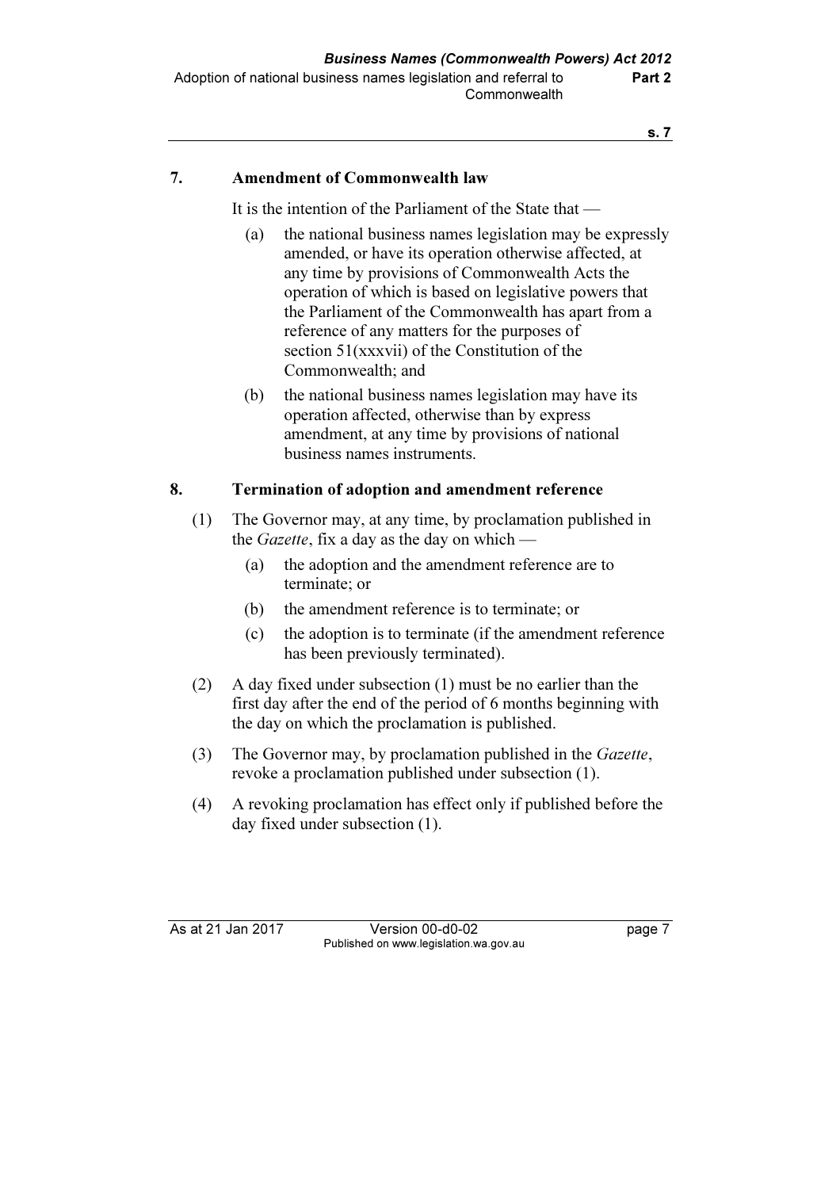### 7. Amendment of Commonwealth law

It is the intention of the Parliament of the State that —

(a) the national business names legislation may be expressly amended, or have its operation otherwise affected, at any time by provisions of Commonwealth Acts the operation of which is based on legislative powers that the Parliament of the Commonwealth has apart from a reference of any matters for the purposes of section 51(xxxvii) of the Constitution of the Commonwealth; and

(b) the national business names legislation may have its operation affected, otherwise than by express amendment, at any time by provisions of national business names instruments.

### 8. Termination of adoption and amendment reference

(1) The Governor may, at any time, by proclamation published in the *Gazette*, fix a day as the day on which —

(a) the adoption and the amendment reference are to terminate; or

(b) the amendment reference is to terminate; or

(c) the adoption is to terminate (if the amendment reference has been previously terminated).

(2) A day fixed under subsection (1) must be no earlier than the first day after the end of the period of 6 months beginning with the day on which the proclamation is published.

(3) The Governor may, by proclamation published in the *Gazette*, revoke a proclamation published under subsection (1).

(4) A revoking proclamation has effect only if published before the day fixed under subsection (1).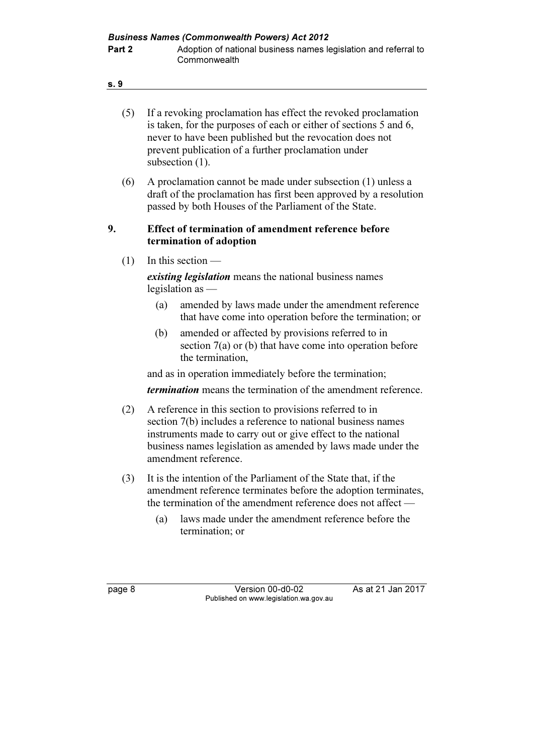(5) If a revoking proclamation has effect the revoked proclamation is taken, for the purposes of each or either of sections 5 and 6, never to have been published but the revocation does not prevent publication of a further proclamation under subsection (1).

(6) A proclamation cannot be made under subsection (1) unless a draft of the proclamation has first been approved by a resolution passed by both Houses of the Parliament of the State.

## 9. Effect of termination of amendment reference before termination of adoption

(1) In this section —

***existing legislation*** means the national business names legislation as —

- (a) amended by laws made under the amendment reference that have come into operation before the termination; or
- (b) amended or affected by provisions referred to in section 7(a) or (b) that have come into operation before the termination,

and as in operation immediately before the termination;

***termination*** means the termination of the amendment reference.

(2) A reference in this section to provisions referred to in section 7(b) includes a reference to national business names instruments made to carry out or give effect to the national business names legislation as amended by laws made under the amendment reference.

(3) It is the intention of the Parliament of the State that, if the amendment reference terminates before the adoption terminates, the termination of the amendment reference does not affect —

- (a) laws made under the amendment reference before the termination; or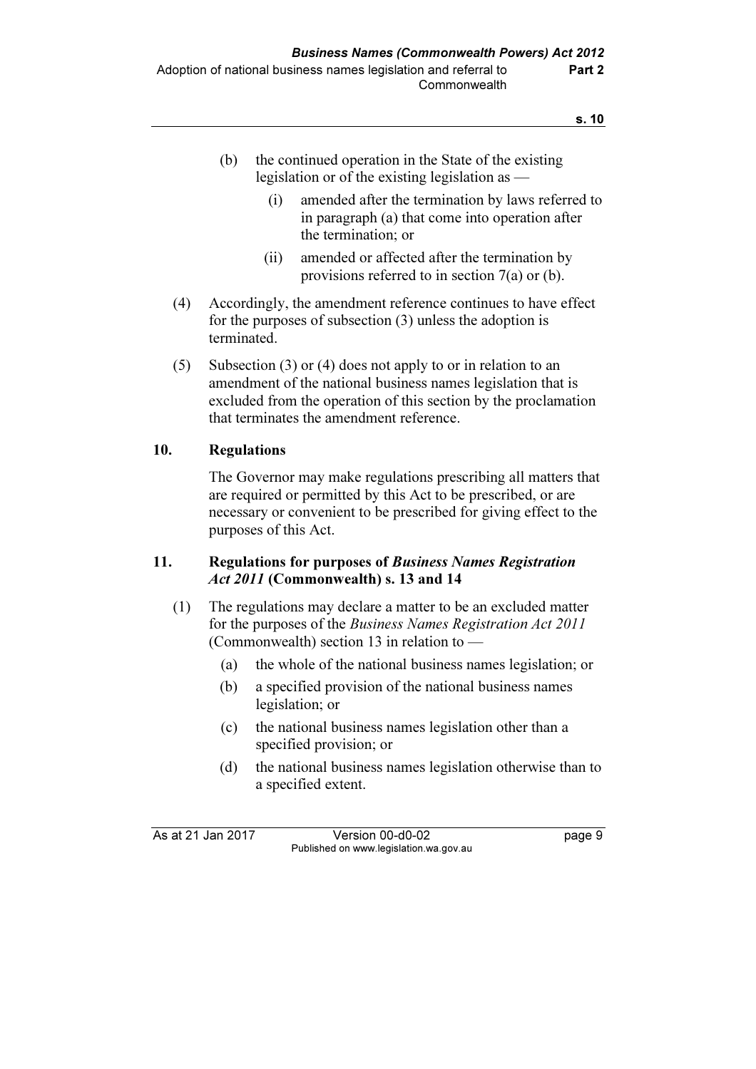(b) the continued operation in the State of the existing legislation or of the existing legislation as —

  (i) amended after the termination by laws referred to in paragraph (a) that come into operation after the termination; or

  (ii) amended or affected after the termination by provisions referred to in section 7(a) or (b).

(4) Accordingly, the amendment reference continues to have effect for the purposes of subsection (3) unless the adoption is terminated.

(5) Subsection (3) or (4) does not apply to or in relation to an amendment of the national business names legislation that is excluded from the operation of this section by the proclamation that terminates the amendment reference.

## 10. Regulations

The Governor may make regulations prescribing all matters that are required or permitted by this Act to be prescribed, or are necessary or convenient to be prescribed for giving effect to the purposes of this Act.

## 11. Regulations for purposes of *Business Names Registration Act 2011* (Commonwealth) s. 13 and 14

(1) The regulations may declare a matter to be an excluded matter for the purposes of the *Business Names Registration Act 2011* (Commonwealth) section 13 in relation to —

  (a) the whole of the national business names legislation; or

  (b) a specified provision of the national business names legislation; or

  (c) the national business names legislation other than a specified provision; or

  (d) the national business names legislation otherwise than to a specified extent.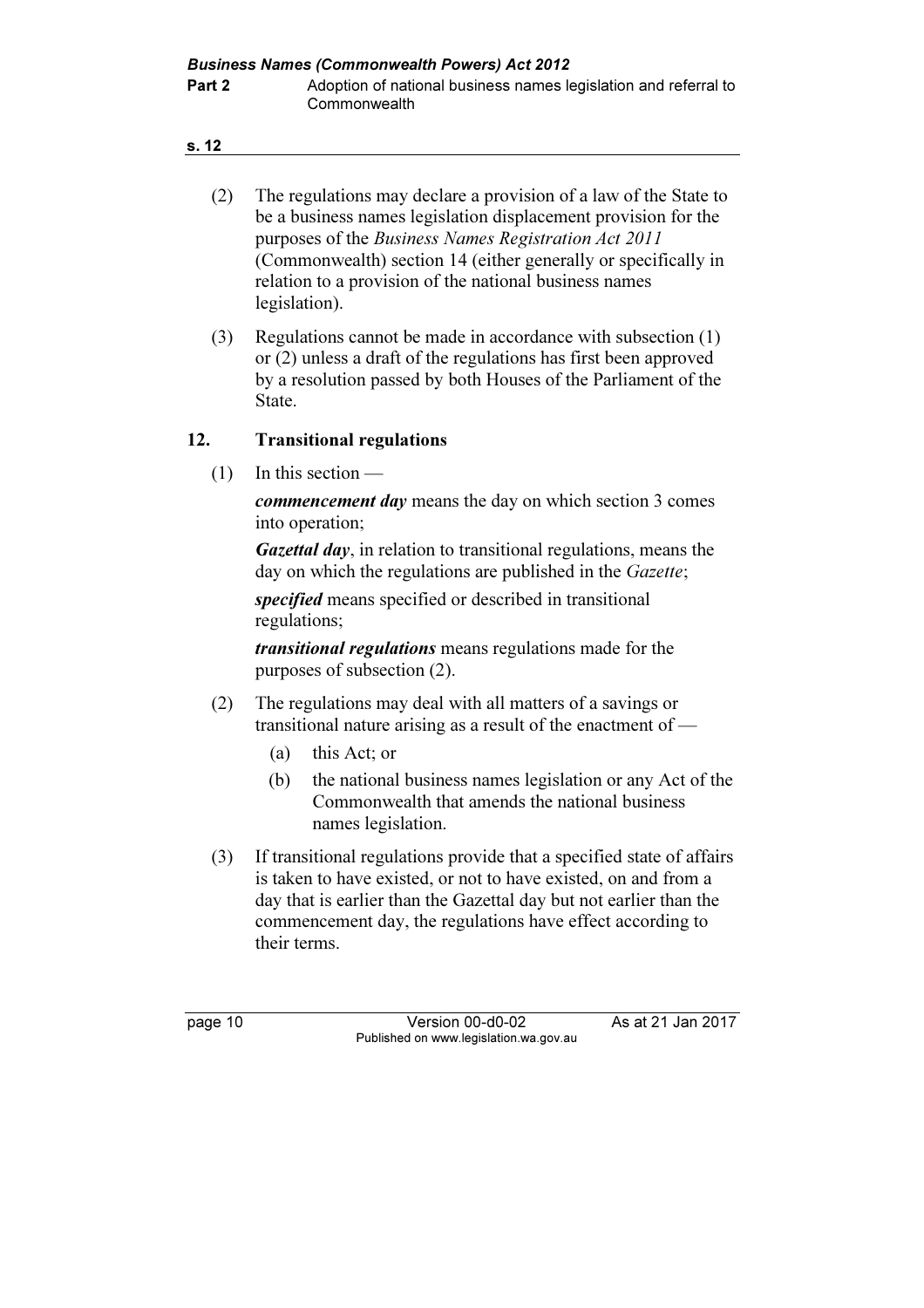(2) The regulations may declare a provision of a law of the State to be a business names legislation displacement provision for the purposes of the *Business Names Registration Act 2011* (Commonwealth) section 14 (either generally or specifically in relation to a provision of the national business names legislation).

(3) Regulations cannot be made in accordance with subsection (1) or (2) unless a draft of the regulations has first been approved by a resolution passed by both Houses of the Parliament of the State.

### 12. Transitional regulations

(1) In this section —

***commencement day*** means the day on which section 3 comes into operation;

***Gazettal day***, in relation to transitional regulations, means the day on which the regulations are published in the *Gazette*;

***specified*** means specified or described in transitional regulations;

***transitional regulations*** means regulations made for the purposes of subsection (2).

(2) The regulations may deal with all matters of a savings or transitional nature arising as a result of the enactment of —

   (a) this Act; or

   (b) the national business names legislation or any Act of the Commonwealth that amends the national business names legislation.

(3) If transitional regulations provide that a specified state of affairs is taken to have existed, or not to have existed, on and from a day that is earlier than the Gazettal day but not earlier than the commencement day, the regulations have effect according to their terms.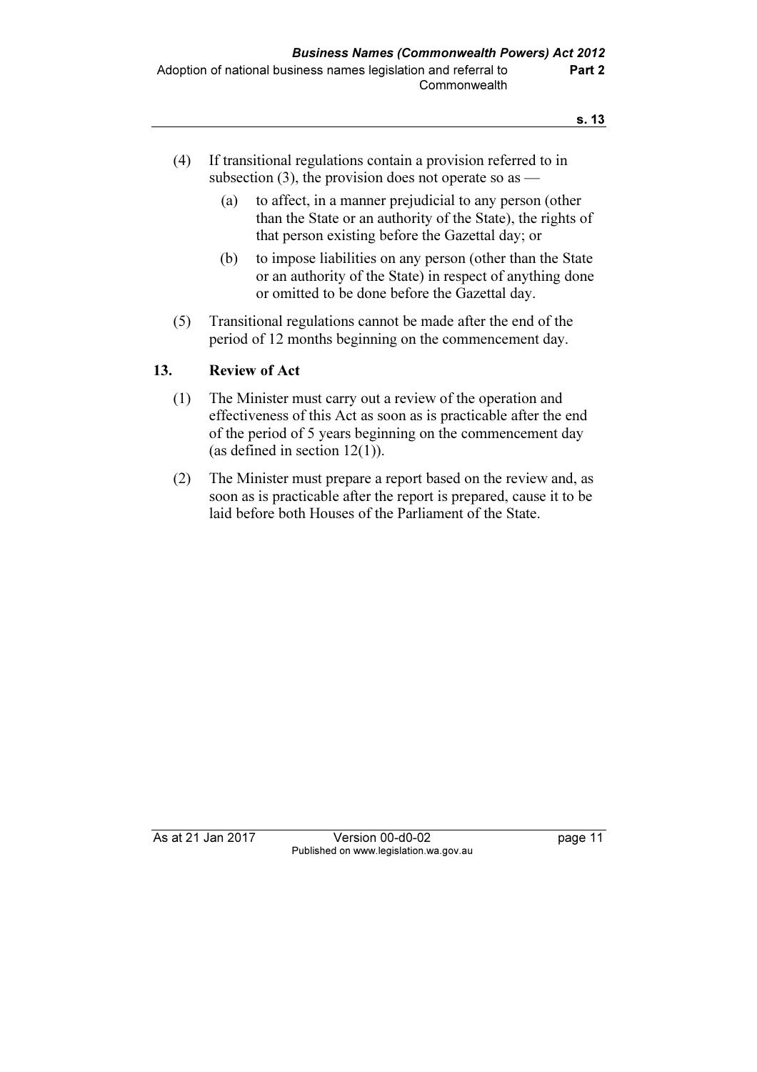(4) If transitional regulations contain a provision referred to in subsection (3), the provision does not operate so as —

  (a) to affect, in a manner prejudicial to any person (other than the State or an authority of the State), the rights of that person existing before the Gazettal day; or

  (b) to impose liabilities on any person (other than the State or an authority of the State) in respect of anything done or omitted to be done before the Gazettal day.

(5) Transitional regulations cannot be made after the end of the period of 12 months beginning on the commencement day.

## 13. Review of Act

(1) The Minister must carry out a review of the operation and effectiveness of this Act as soon as is practicable after the end of the period of 5 years beginning on the commencement day (as defined in section 12(1)).

(2) The Minister must prepare a report based on the review and, as soon as is practicable after the report is prepared, cause it to be laid before both Houses of the Parliament of the State.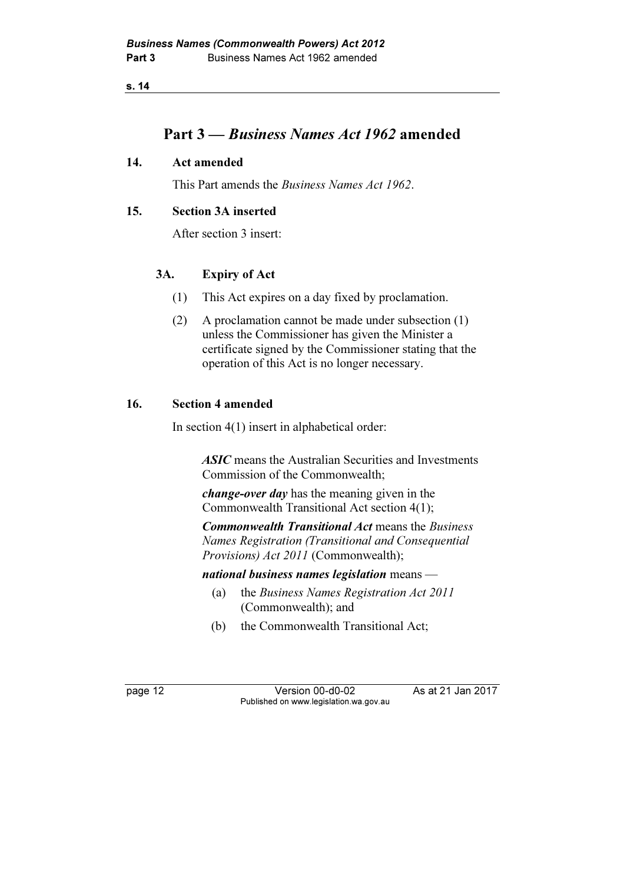## Part 3 — *Business Names Act 1962* amended

### 14. Act amended

This Part amends the *Business Names Act 1962*.

### 15. Section 3A inserted

After section 3 insert:

#### 3A. Expiry of Act

(1) This Act expires on a day fixed by proclamation.

(2) A proclamation cannot be made under subsection (1) unless the Commissioner has given the Minister a certificate signed by the Commissioner stating that the operation of this Act is no longer necessary.

### 16. Section 4 amended

In section 4(1) insert in alphabetical order:

***ASIC*** means the Australian Securities and Investments Commission of the Commonwealth;

***change-over day*** has the meaning given in the Commonwealth Transitional Act section 4(1);

***Commonwealth Transitional Act*** means the *Business Names Registration (Transitional and Consequential Provisions) Act 2011* (Commonwealth);

***national business names legislation*** means —

(a) the *Business Names Registration Act 2011* (Commonwealth); and

(b) the Commonwealth Transitional Act;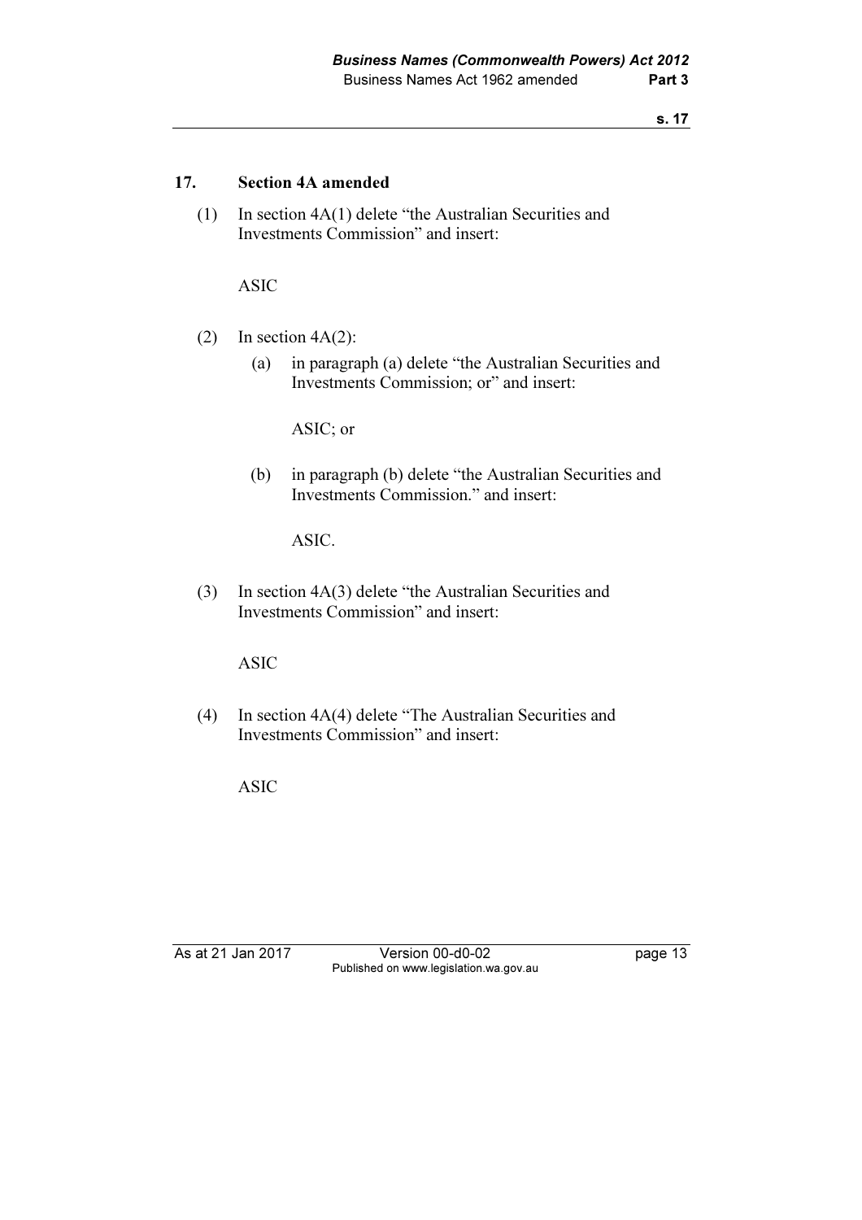## 17. Section 4A amended

(1) In section 4A(1) delete "the Australian Securities and Investments Commission" and insert:

ASIC

(2) In section 4A(2):

(a) in paragraph (a) delete "the Australian Securities and Investments Commission; or" and insert:

ASIC; or

(b) in paragraph (b) delete "the Australian Securities and Investments Commission." and insert:

ASIC.

(3) In section 4A(3) delete "the Australian Securities and Investments Commission" and insert:

ASIC

(4) In section 4A(4) delete "The Australian Securities and Investments Commission" and insert:

ASIC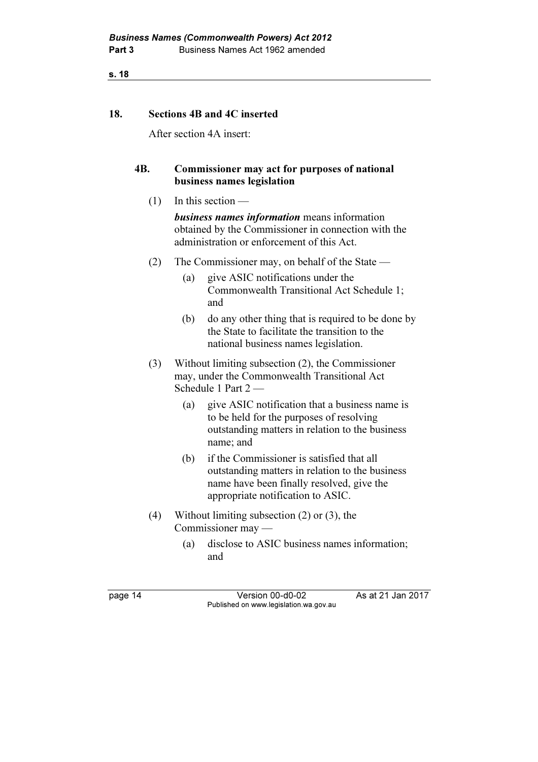## 18. Sections 4B and 4C inserted

After section 4A insert:

### 4B. Commissioner may act for purposes of national business names legislation

(1) In this section —

***business names information*** means information obtained by the Commissioner in connection with the administration or enforcement of this Act.

(2) The Commissioner may, on behalf of the State —

- (a) give ASIC notifications under the Commonwealth Transitional Act Schedule 1; and
- (b) do any other thing that is required to be done by the State to facilitate the transition to the national business names legislation.

(3) Without limiting subsection (2), the Commissioner may, under the Commonwealth Transitional Act Schedule 1 Part 2 —

- (a) give ASIC notification that a business name is to be held for the purposes of resolving outstanding matters in relation to the business name; and
- (b) if the Commissioner is satisfied that all outstanding matters in relation to the business name have been finally resolved, give the appropriate notification to ASIC.

(4) Without limiting subsection (2) or (3), the Commissioner may —

- (a) disclose to ASIC business names information; and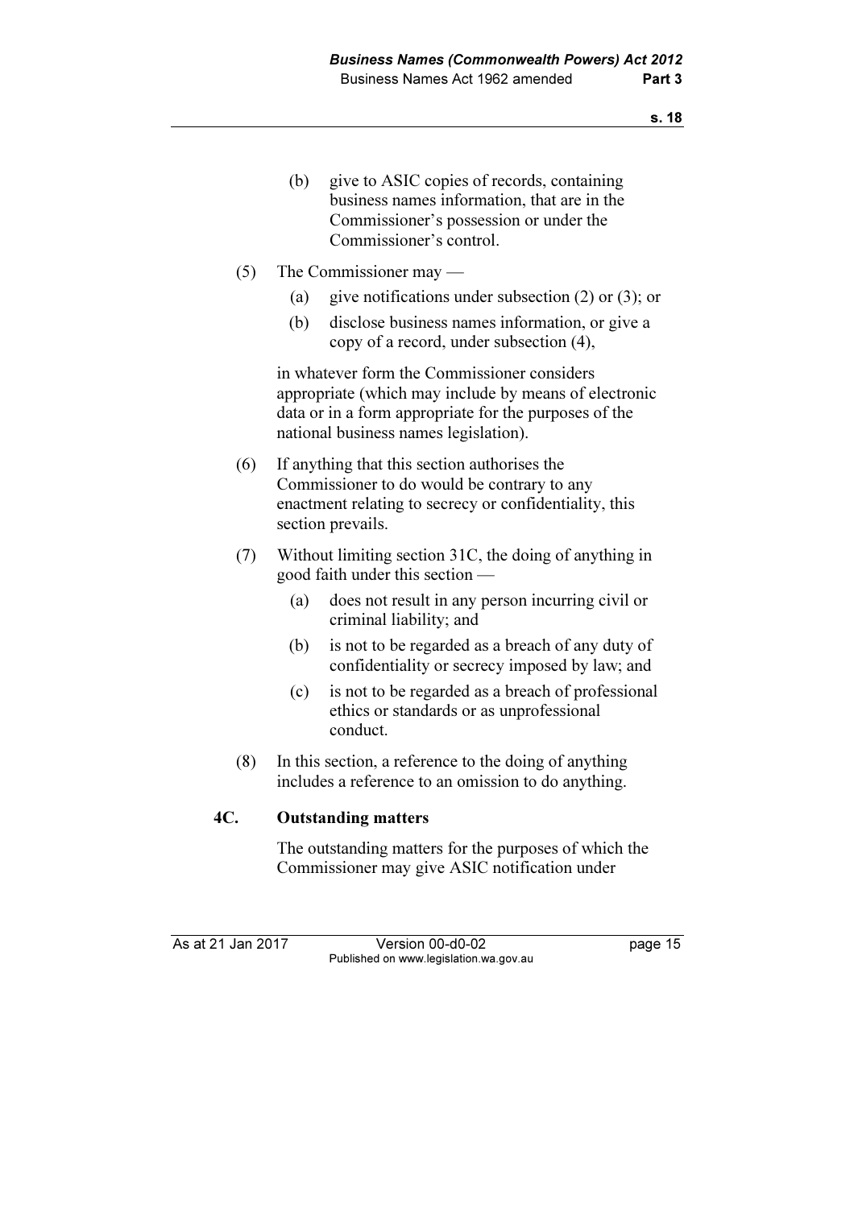(b) give to ASIC copies of records, containing business names information, that are in the Commissioner's possession or under the Commissioner's control.

(5) The Commissioner may —

(a) give notifications under subsection (2) or (3); or

(b) disclose business names information, or give a copy of a record, under subsection (4),

in whatever form the Commissioner considers appropriate (which may include by means of electronic data or in a form appropriate for the purposes of the national business names legislation).

(6) If anything that this section authorises the Commissioner to do would be contrary to any enactment relating to secrecy or confidentiality, this section prevails.

(7) Without limiting section 31C, the doing of anything in good faith under this section —

(a) does not result in any person incurring civil or criminal liability; and

(b) is not to be regarded as a breach of any duty of confidentiality or secrecy imposed by law; and

(c) is not to be regarded as a breach of professional ethics or standards or as unprofessional conduct.

(8) In this section, a reference to the doing of anything includes a reference to an omission to do anything.

**4C. Outstanding matters**

The outstanding matters for the purposes of which the Commissioner may give ASIC notification under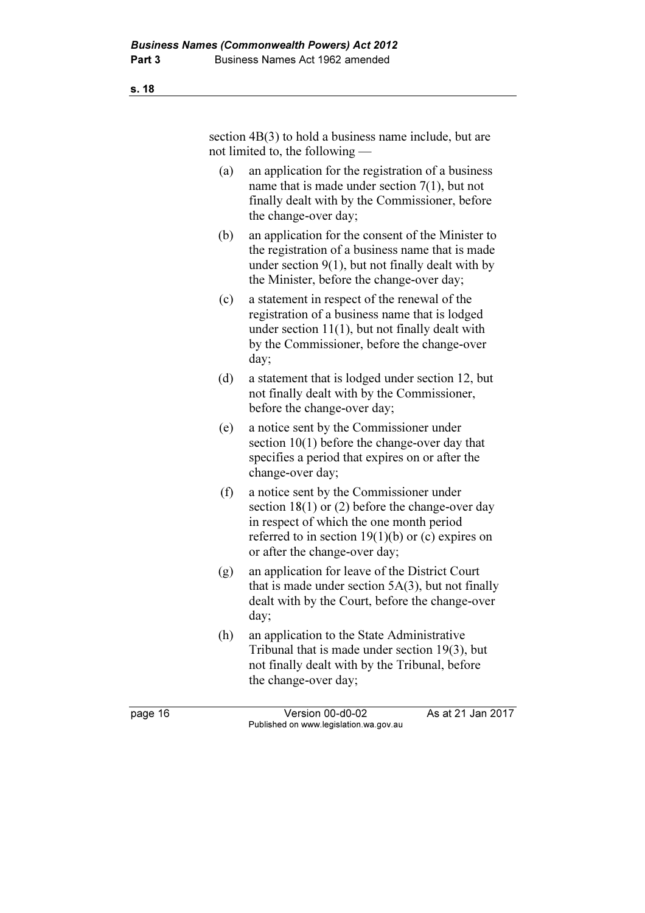section 4B(3) to hold a business name include, but are not limited to, the following —

(a) an application for the registration of a business name that is made under section 7(1), but not finally dealt with by the Commissioner, before the change-over day;

(b) an application for the consent of the Minister to the registration of a business name that is made under section 9(1), but not finally dealt with by the Minister, before the change-over day;

(c) a statement in respect of the renewal of the registration of a business name that is lodged under section 11(1), but not finally dealt with by the Commissioner, before the change-over day;

(d) a statement that is lodged under section 12, but not finally dealt with by the Commissioner, before the change-over day;

(e) a notice sent by the Commissioner under section 10(1) before the change-over day that specifies a period that expires on or after the change-over day;

(f) a notice sent by the Commissioner under section 18(1) or (2) before the change-over day in respect of which the one month period referred to in section 19(1)(b) or (c) expires on or after the change-over day;

(g) an application for leave of the District Court that is made under section 5A(3), but not finally dealt with by the Court, before the change-over day;

(h) an application to the State Administrative Tribunal that is made under section 19(3), but not finally dealt with by the Tribunal, before the change-over day;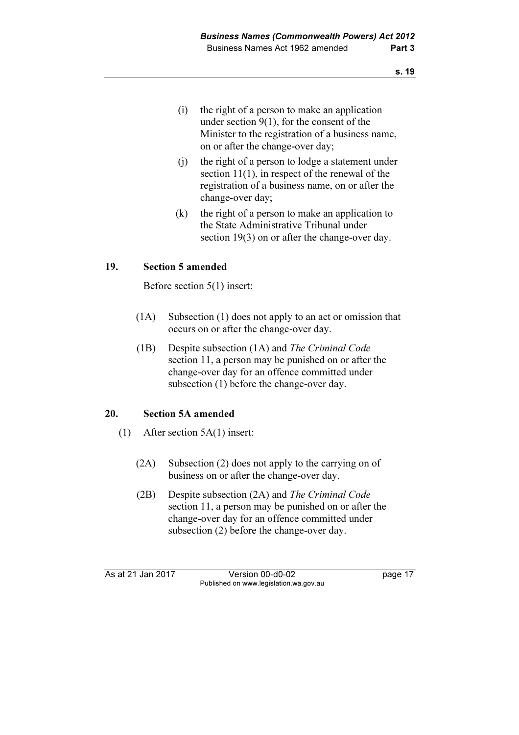(i) the right of a person to make an application under section 9(1), for the consent of the Minister to the registration of a business name, on or after the change-over day;

(j) the right of a person to lodge a statement under section 11(1), in respect of the renewal of the registration of a business name, on or after the change-over day;

(k) the right of a person to make an application to the State Administrative Tribunal under section 19(3) on or after the change-over day.

## 19. Section 5 amended

Before section 5(1) insert:

(1A) Subsection (1) does not apply to an act or omission that occurs on or after the change-over day.

(1B) Despite subsection (1A) and *The Criminal Code* section 11, a person may be punished on or after the change-over day for an offence committed under subsection (1) before the change-over day.

## 20. Section 5A amended

(1) After section 5A(1) insert:

(2A) Subsection (2) does not apply to the carrying on of business on or after the change-over day.

(2B) Despite subsection (2A) and *The Criminal Code* section 11, a person may be punished on or after the change-over day for an offence committed under subsection (2) before the change-over day.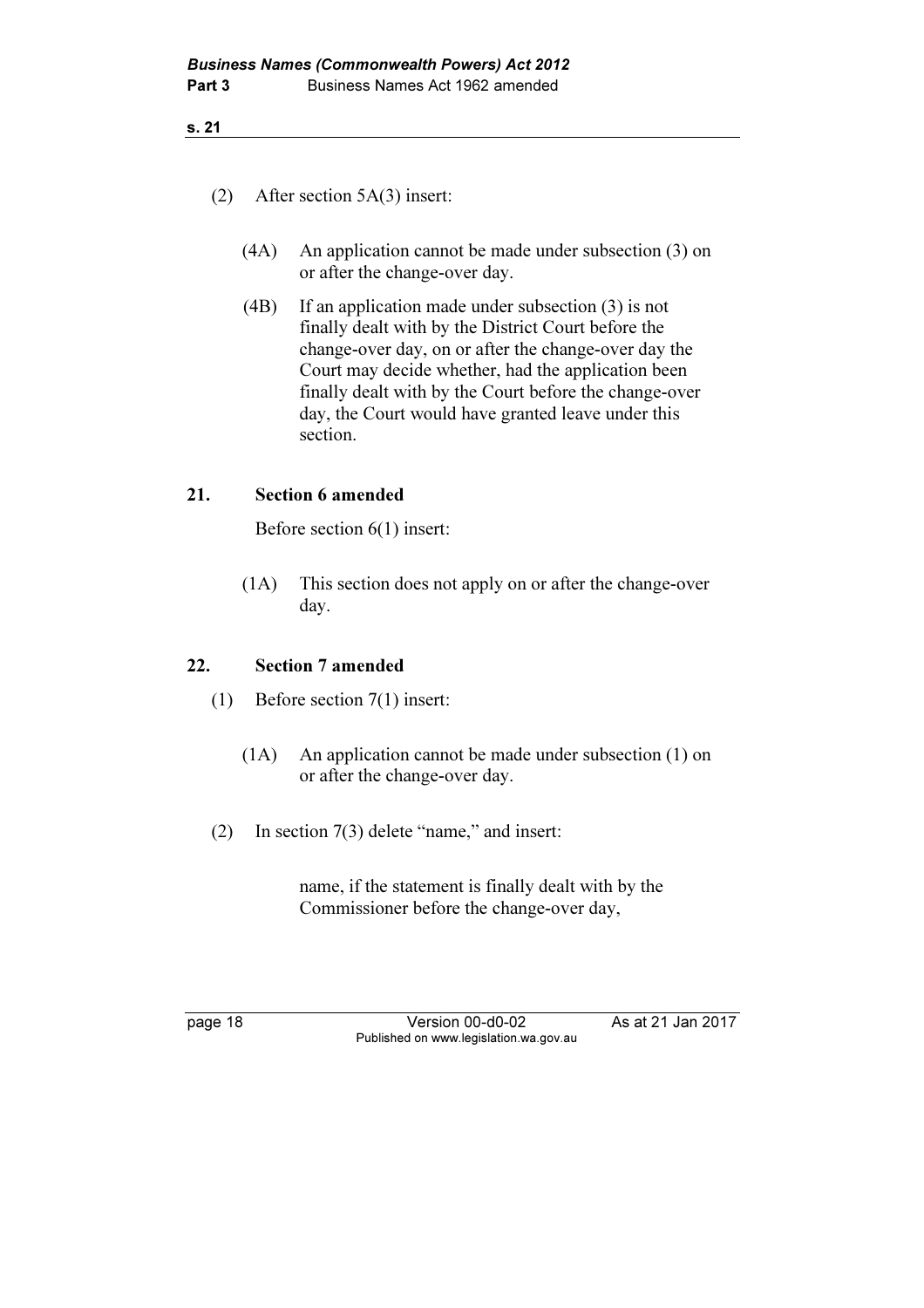(2) After section 5A(3) insert:

> (4A) An application cannot be made under subsection (3) on or after the change-over day.
>
> (4B) If an application made under subsection (3) is not finally dealt with by the District Court before the change-over day, on or after the change-over day the Court may decide whether, had the application been finally dealt with by the Court before the change-over day, the Court would have granted leave under this section.

## 21. Section 6 amended

Before section 6(1) insert:

> (1A) This section does not apply on or after the change-over day.

## 22. Section 7 amended

(1) Before section 7(1) insert:

> (1A) An application cannot be made under subsection (1) on or after the change-over day.

(2) In section 7(3) delete "name," and insert:

> name, if the statement is finally dealt with by the Commissioner before the change-over day,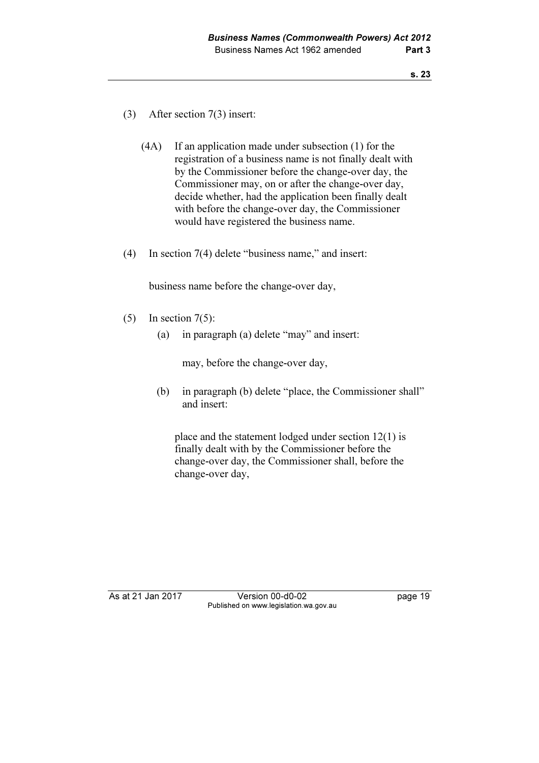(3) After section 7(3) insert:

(4A) If an application made under subsection (1) for the registration of a business name is not finally dealt with by the Commissioner before the change-over day, the Commissioner may, on or after the change-over day, decide whether, had the application been finally dealt with before the change-over day, the Commissioner would have registered the business name.

(4) In section 7(4) delete "business name," and insert:

business name before the change-over day,

(5) In section 7(5):

(a) in paragraph (a) delete "may" and insert:

may, before the change-over day,

(b) in paragraph (b) delete "place, the Commissioner shall" and insert:

place and the statement lodged under section 12(1) is finally dealt with by the Commissioner before the change-over day, the Commissioner shall, before the change-over day,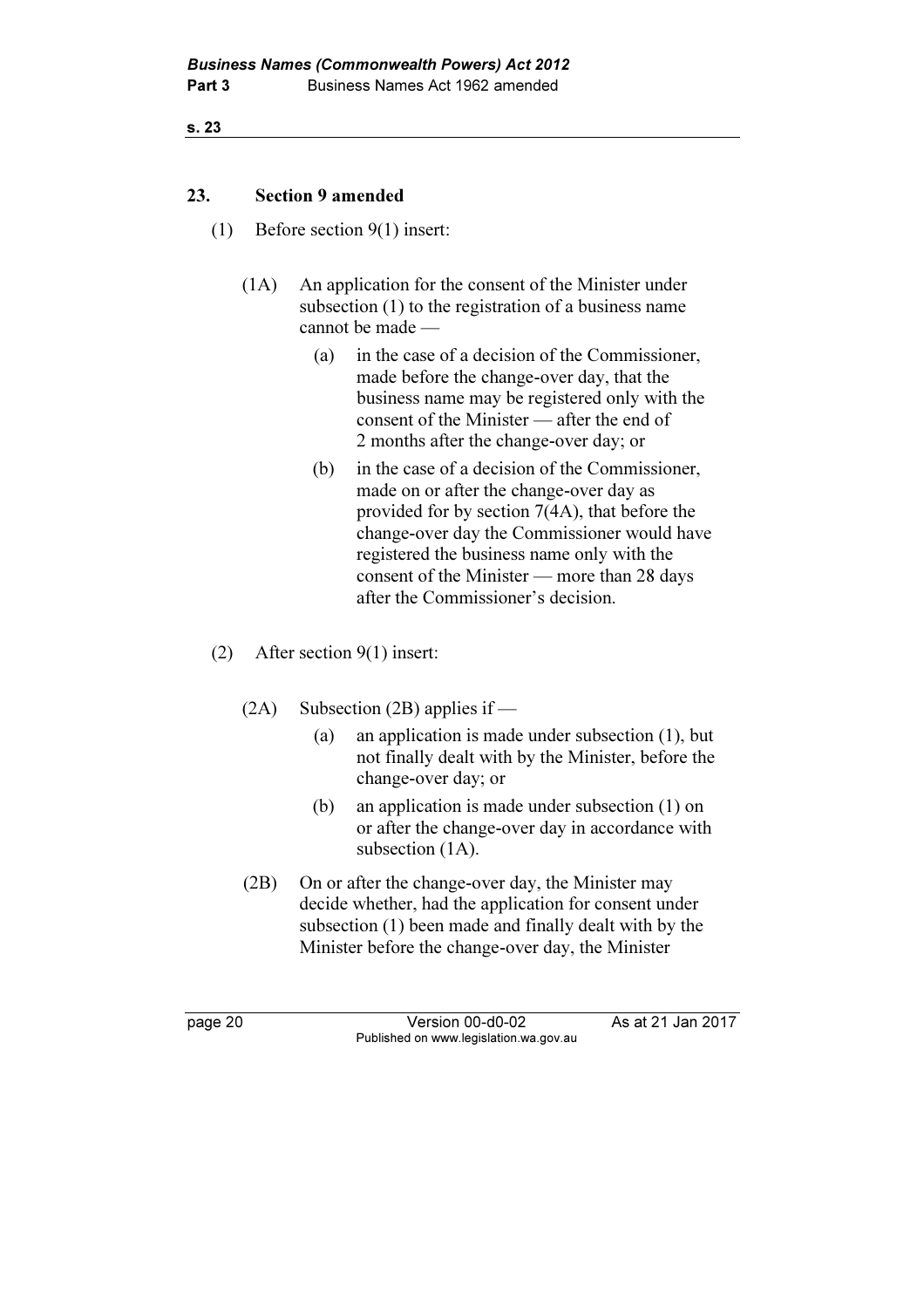## 23. Section 9 amended

(1) Before section 9(1) insert:

> (1A) An application for the consent of the Minister under subsection (1) to the registration of a business name cannot be made —
>
> (a) in the case of a decision of the Commissioner, made before the change-over day, that the business name may be registered only with the consent of the Minister — after the end of 2 months after the change-over day; or
>
> (b) in the case of a decision of the Commissioner, made on or after the change-over day as provided for by section 7(4A), that before the change-over day the Commissioner would have registered the business name only with the consent of the Minister — more than 28 days after the Commissioner's decision.

(2) After section 9(1) insert:

> (2A) Subsection (2B) applies if —
>
> (a) an application is made under subsection (1), but not finally dealt with by the Minister, before the change-over day; or
>
> (b) an application is made under subsection (1) on or after the change-over day in accordance with subsection (1A).
>
> (2B) On or after the change-over day, the Minister may decide whether, had the application for consent under subsection (1) been made and finally dealt with by the Minister before the change-over day, the Minister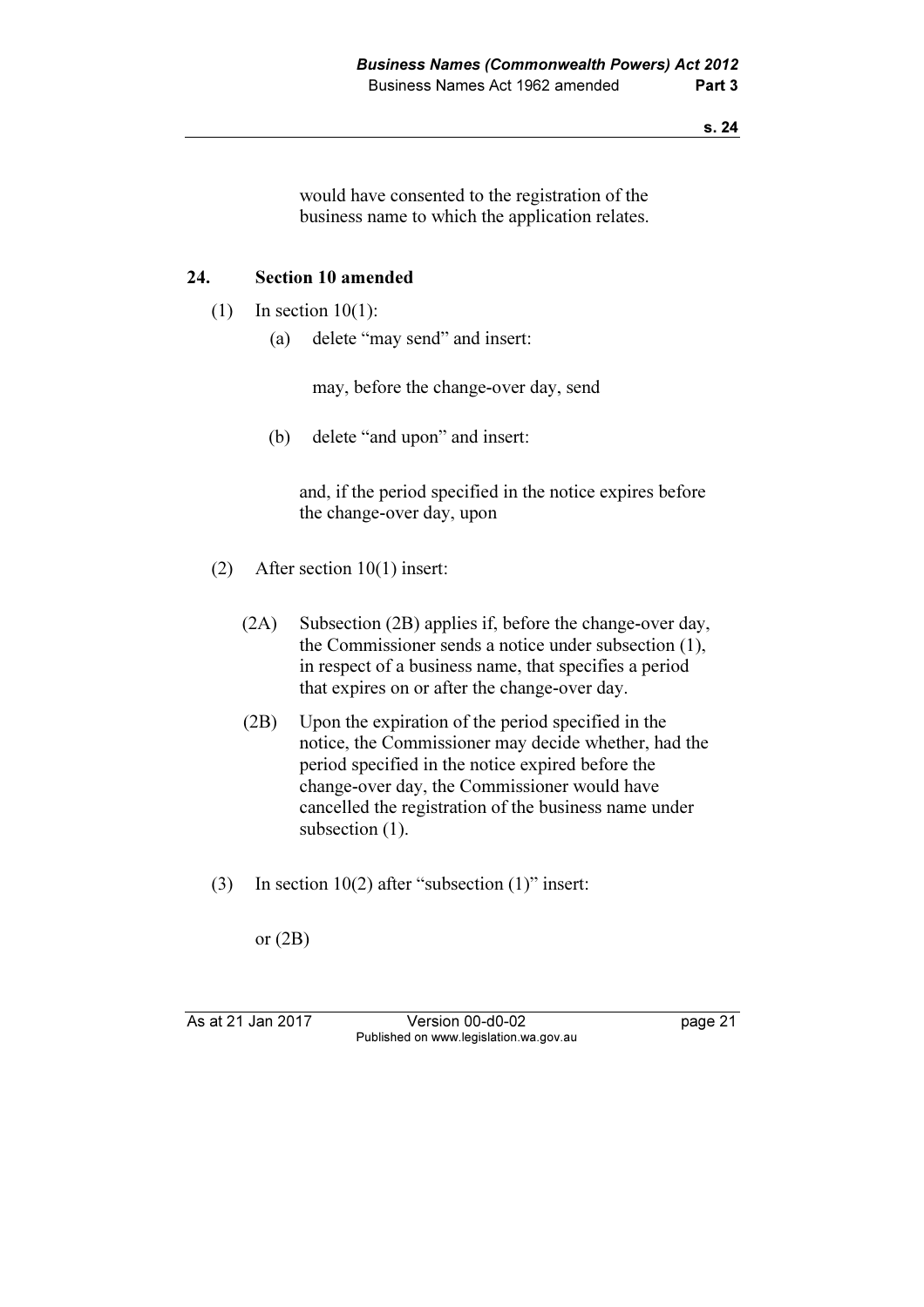would have consented to the registration of the business name to which the application relates.

## 24. Section 10 amended

(1) In section 10(1):

(a) delete "may send" and insert:

may, before the change-over day, send

(b) delete "and upon" and insert:

and, if the period specified in the notice expires before the change-over day, upon

(2) After section 10(1) insert:

(2A) Subsection (2B) applies if, before the change-over day, the Commissioner sends a notice under subsection (1), in respect of a business name, that specifies a period that expires on or after the change-over day.

(2B) Upon the expiration of the period specified in the notice, the Commissioner may decide whether, had the period specified in the notice expired before the change-over day, the Commissioner would have cancelled the registration of the business name under subsection (1).

(3) In section 10(2) after "subsection (1)" insert:

or (2B)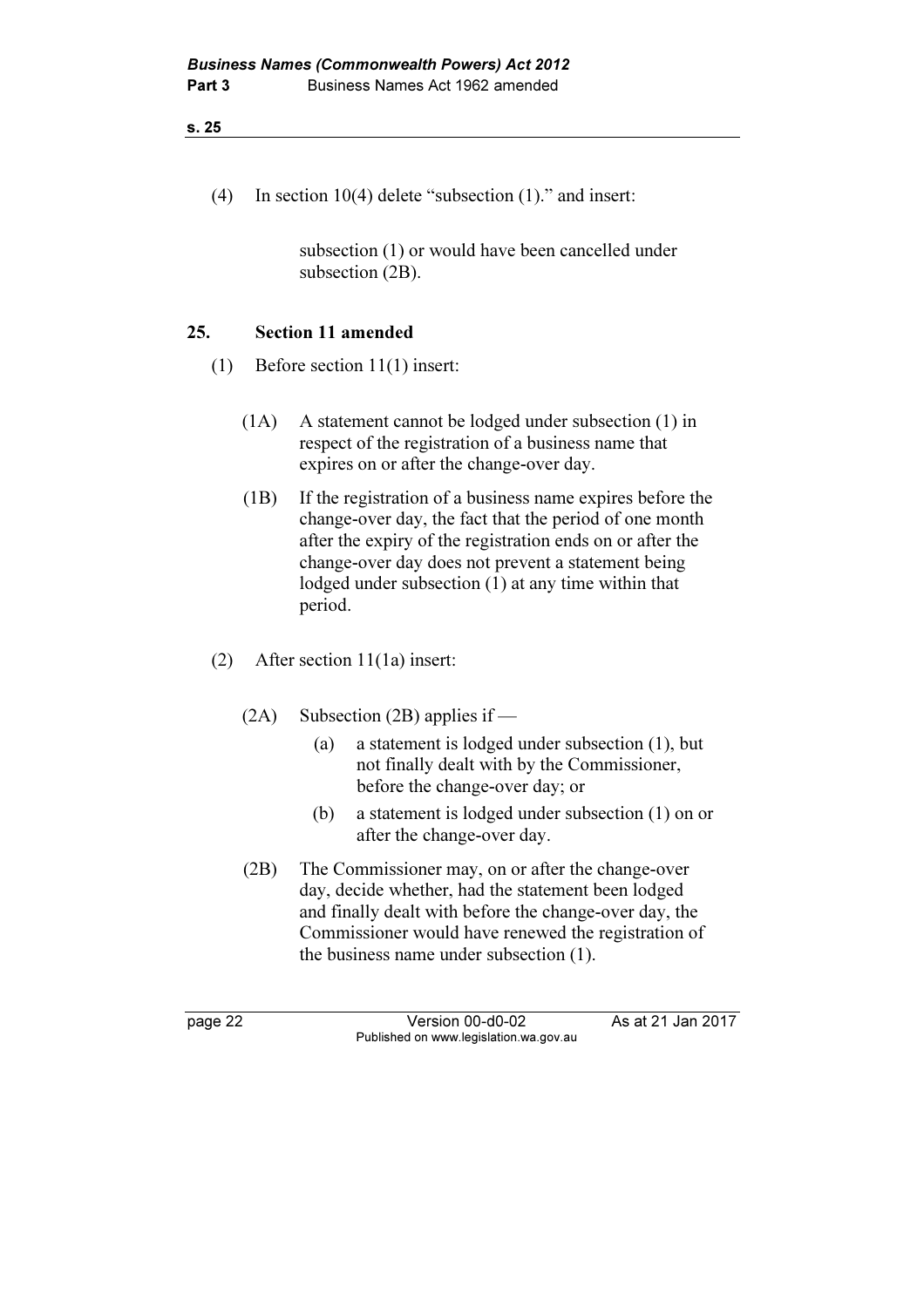(4) In section 10(4) delete "subsection (1)." and insert:

> subsection (1) or would have been cancelled under subsection (2B).

## 25. Section 11 amended

(1) Before section 11(1) insert:

> (1A) A statement cannot be lodged under subsection (1) in respect of the registration of a business name that expires on or after the change-over day.
>
> (1B) If the registration of a business name expires before the change-over day, the fact that the period of one month after the expiry of the registration ends on or after the change-over day does not prevent a statement being lodged under subsection (1) at any time within that period.

(2) After section 11(1a) insert:

> (2A) Subsection (2B) applies if —
>
> (a) a statement is lodged under subsection (1), but not finally dealt with by the Commissioner, before the change-over day; or
>
> (b) a statement is lodged under subsection (1) on or after the change-over day.
>
> (2B) The Commissioner may, on or after the change-over day, decide whether, had the statement been lodged and finally dealt with before the change-over day, the Commissioner would have renewed the registration of the business name under subsection (1).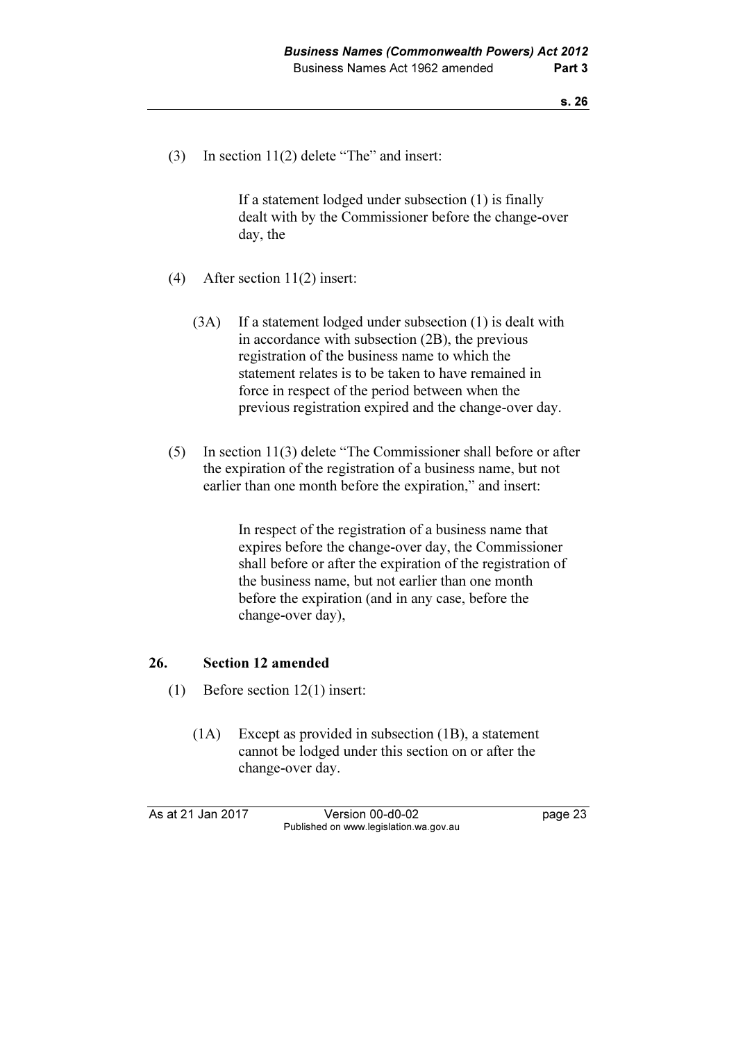(3) In section 11(2) delete "The" and insert:

> If a statement lodged under subsection (1) is finally dealt with by the Commissioner before the change-over day, the

(4) After section 11(2) insert:

> (3A) If a statement lodged under subsection (1) is dealt with in accordance with subsection (2B), the previous registration of the business name to which the statement relates is to be taken to have remained in force in respect of the period between when the previous registration expired and the change-over day.

(5) In section 11(3) delete "The Commissioner shall before or after the expiration of the registration of a business name, but not earlier than one month before the expiration," and insert:

> In respect of the registration of a business name that expires before the change-over day, the Commissioner shall before or after the expiration of the registration of the business name, but not earlier than one month before the expiration (and in any case, before the change-over day),

## 26. Section 12 amended

(1) Before section 12(1) insert:

> (1A) Except as provided in subsection (1B), a statement cannot be lodged under this section on or after the change-over day.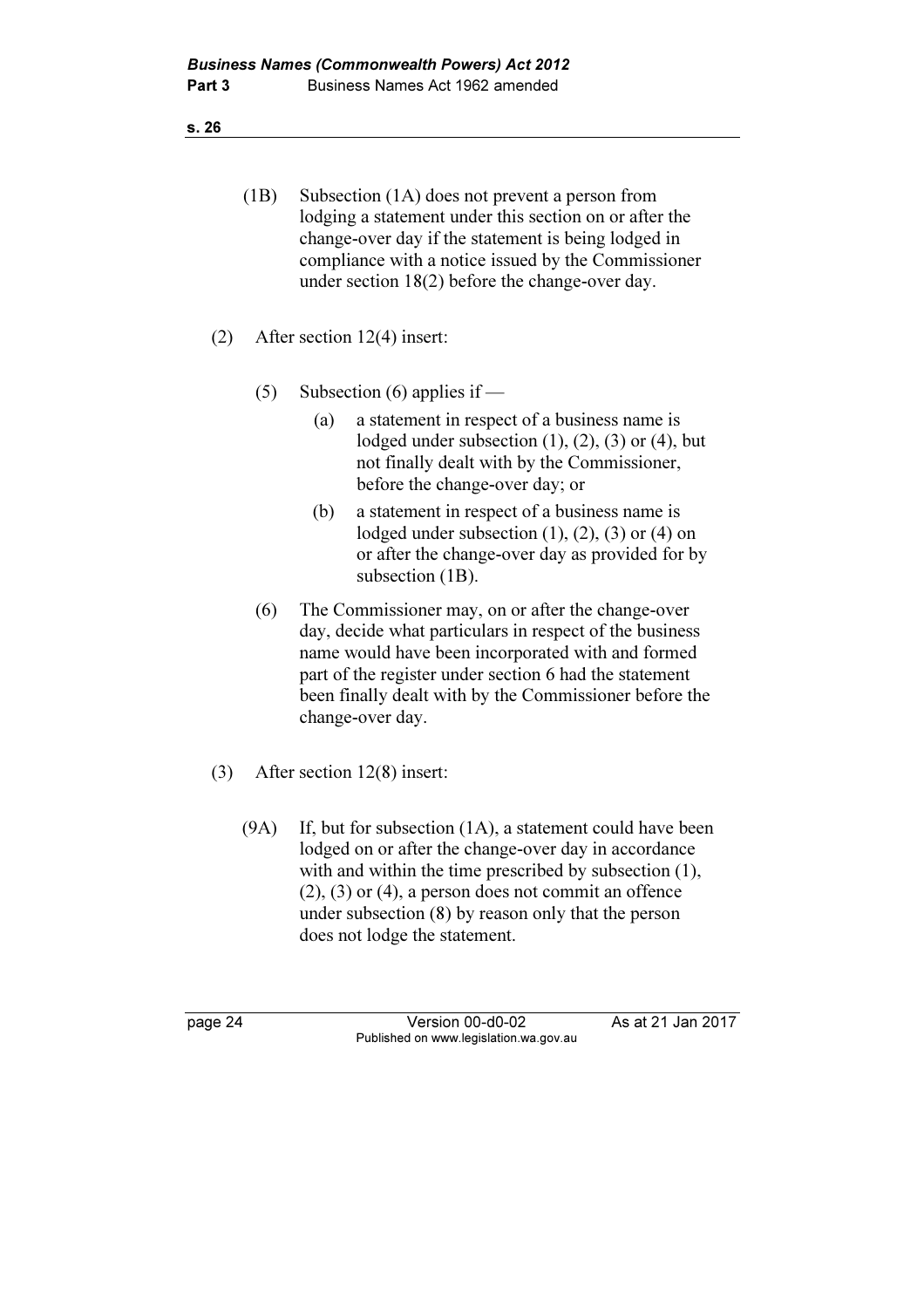(1B) Subsection (1A) does not prevent a person from lodging a statement under this section on or after the change-over day if the statement is being lodged in compliance with a notice issued by the Commissioner under section 18(2) before the change-over day.

(2) After section 12(4) insert:

(5) Subsection (6) applies if —

(a) a statement in respect of a business name is lodged under subsection (1), (2), (3) or (4), but not finally dealt with by the Commissioner, before the change-over day; or

(b) a statement in respect of a business name is lodged under subsection (1), (2), (3) or (4) on or after the change-over day as provided for by subsection (1B).

(6) The Commissioner may, on or after the change-over day, decide what particulars in respect of the business name would have been incorporated with and formed part of the register under section 6 had the statement been finally dealt with by the Commissioner before the change-over day.

(3) After section 12(8) insert:

(9A) If, but for subsection (1A), a statement could have been lodged on or after the change-over day in accordance with and within the time prescribed by subsection (1), (2), (3) or (4), a person does not commit an offence under subsection (8) by reason only that the person does not lodge the statement.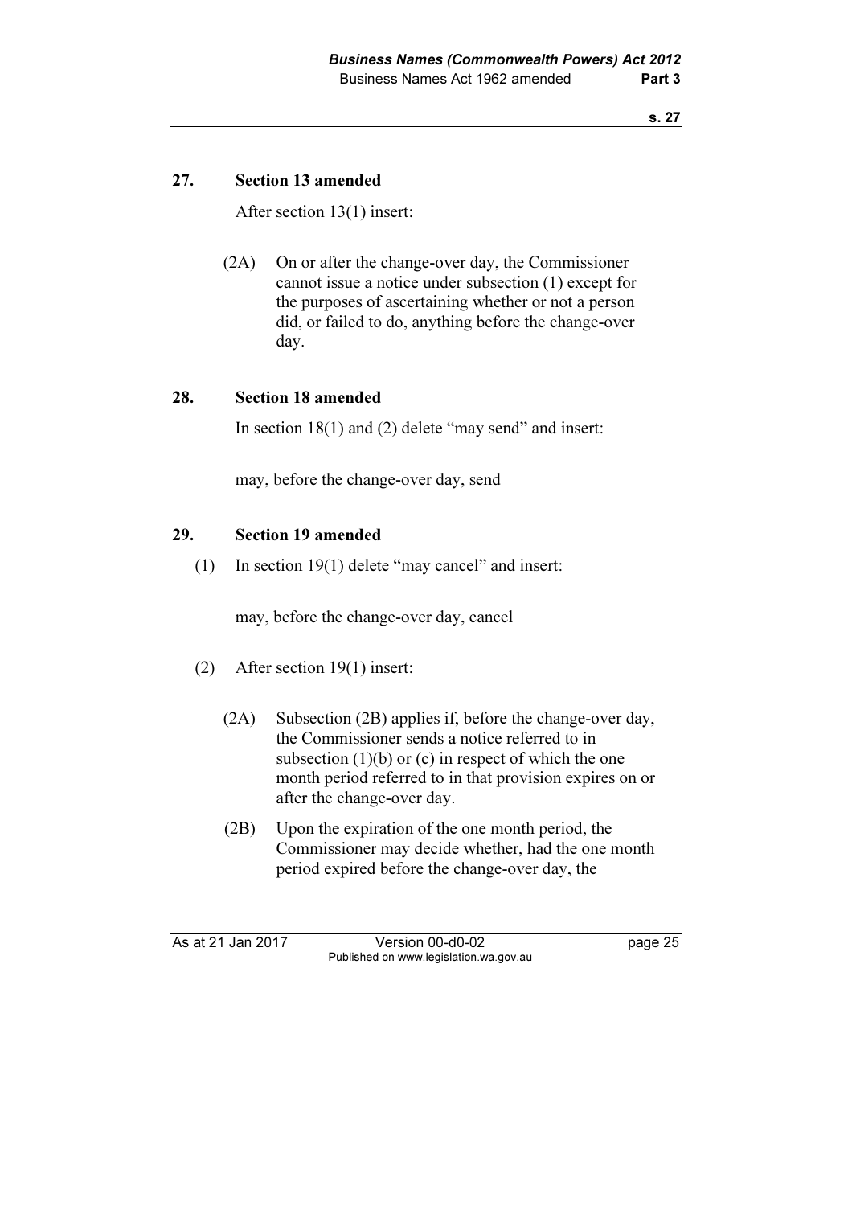### 27. Section 13 amended

After section 13(1) insert:

(2A) On or after the change-over day, the Commissioner cannot issue a notice under subsection (1) except for the purposes of ascertaining whether or not a person did, or failed to do, anything before the change-over day.

### 28. Section 18 amended

In section 18(1) and (2) delete "may send" and insert:

may, before the change-over day, send

### 29. Section 19 amended

(1) In section 19(1) delete "may cancel" and insert:

may, before the change-over day, cancel

(2) After section 19(1) insert:

(2A) Subsection (2B) applies if, before the change-over day, the Commissioner sends a notice referred to in subsection (1)(b) or (c) in respect of which the one month period referred to in that provision expires on or after the change-over day.

(2B) Upon the expiration of the one month period, the Commissioner may decide whether, had the one month period expired before the change-over day, the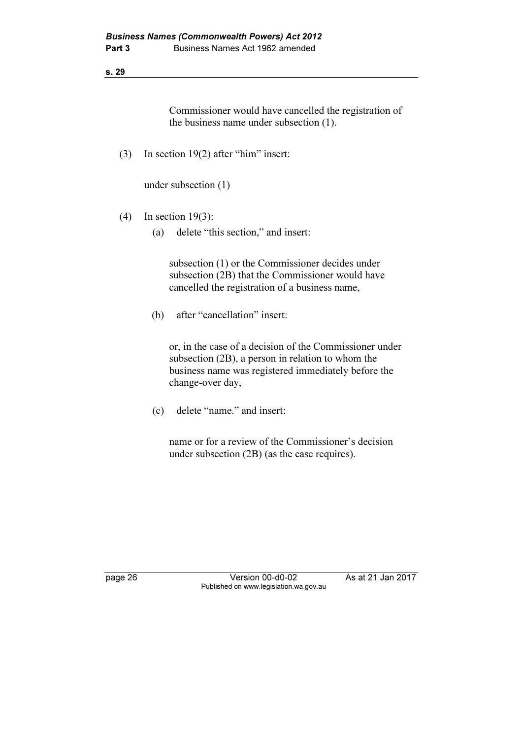Commissioner would have cancelled the registration of the business name under subsection (1).

(3) In section 19(2) after "him" insert:

under subsection (1)

(4) In section 19(3):

(a) delete "this section," and insert:

subsection (1) or the Commissioner decides under subsection (2B) that the Commissioner would have cancelled the registration of a business name,

(b) after "cancellation" insert:

or, in the case of a decision of the Commissioner under subsection (2B), a person in relation to whom the business name was registered immediately before the change-over day,

(c) delete "name." and insert:

name or for a review of the Commissioner's decision under subsection (2B) (as the case requires).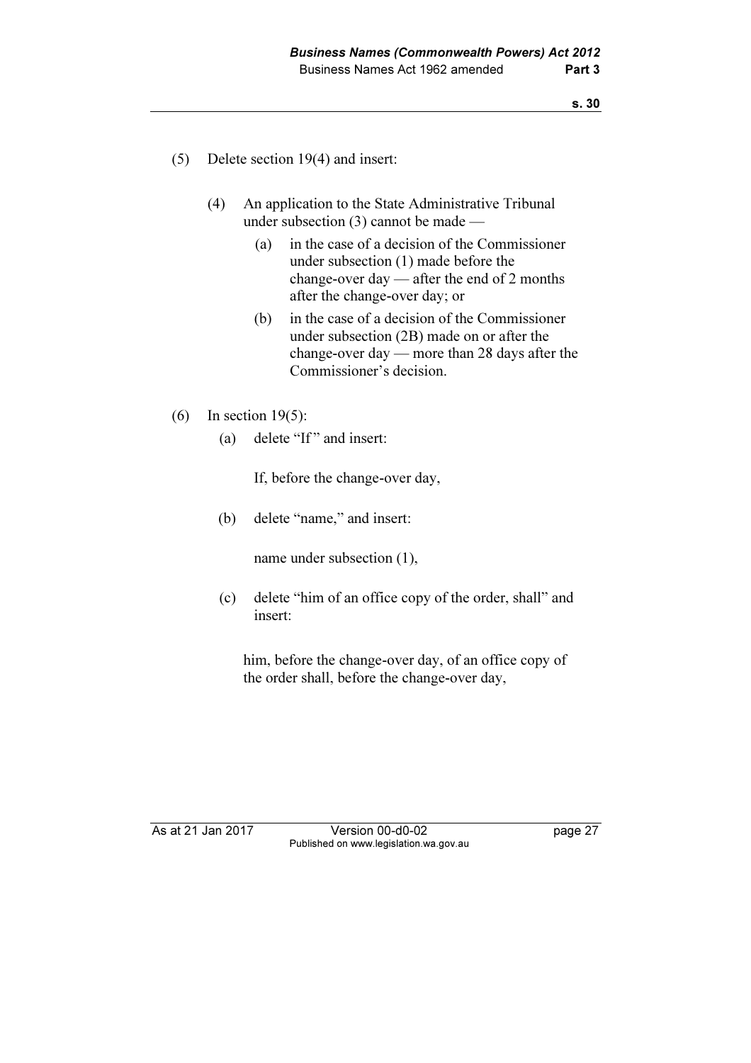(5) Delete section 19(4) and insert:

> (4) An application to the State Administrative Tribunal under subsection (3) cannot be made —
>
> > (a) in the case of a decision of the Commissioner under subsection (1) made before the change-over day — after the end of 2 months after the change-over day; or
> >
> > (b) in the case of a decision of the Commissioner under subsection (2B) made on or after the change-over day — more than 28 days after the Commissioner's decision.

(6) In section 19(5):

> (a) delete "If" and insert:
>
> > If, before the change-over day,
>
> (b) delete "name," and insert:
>
> > name under subsection (1),
>
> (c) delete "him of an office copy of the order, shall" and insert:
>
> > him, before the change-over day, of an office copy of the order shall, before the change-over day,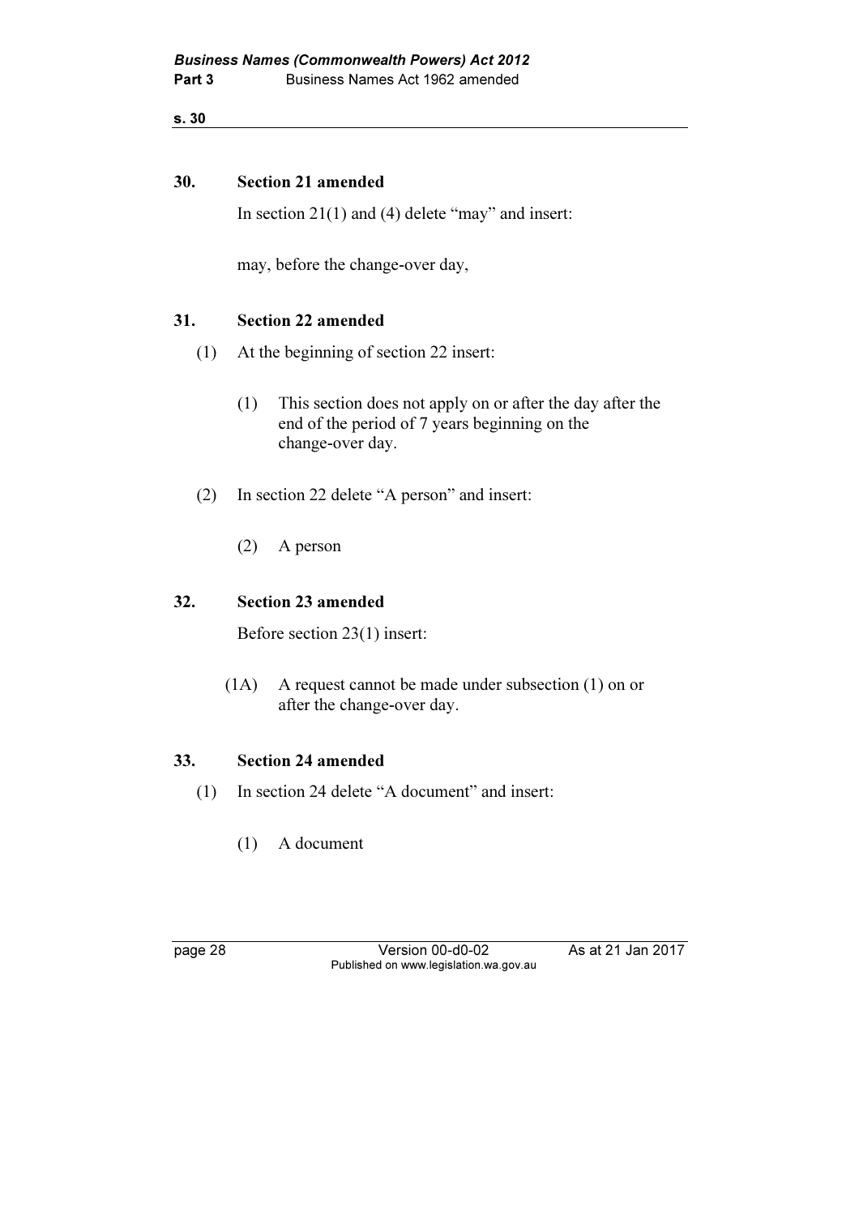## 30. Section 21 amended

In section 21(1) and (4) delete "may" and insert:

may, before the change-over day,

## 31. Section 22 amended

(1) At the beginning of section 22 insert:

> (1) This section does not apply on or after the day after the end of the period of 7 years beginning on the change-over day.

(2) In section 22 delete "A person" and insert:

> (2) A person

## 32. Section 23 amended

Before section 23(1) insert:

> (1A) A request cannot be made under subsection (1) on or after the change-over day.

## 33. Section 24 amended

(1) In section 24 delete "A document" and insert:

> (1) A document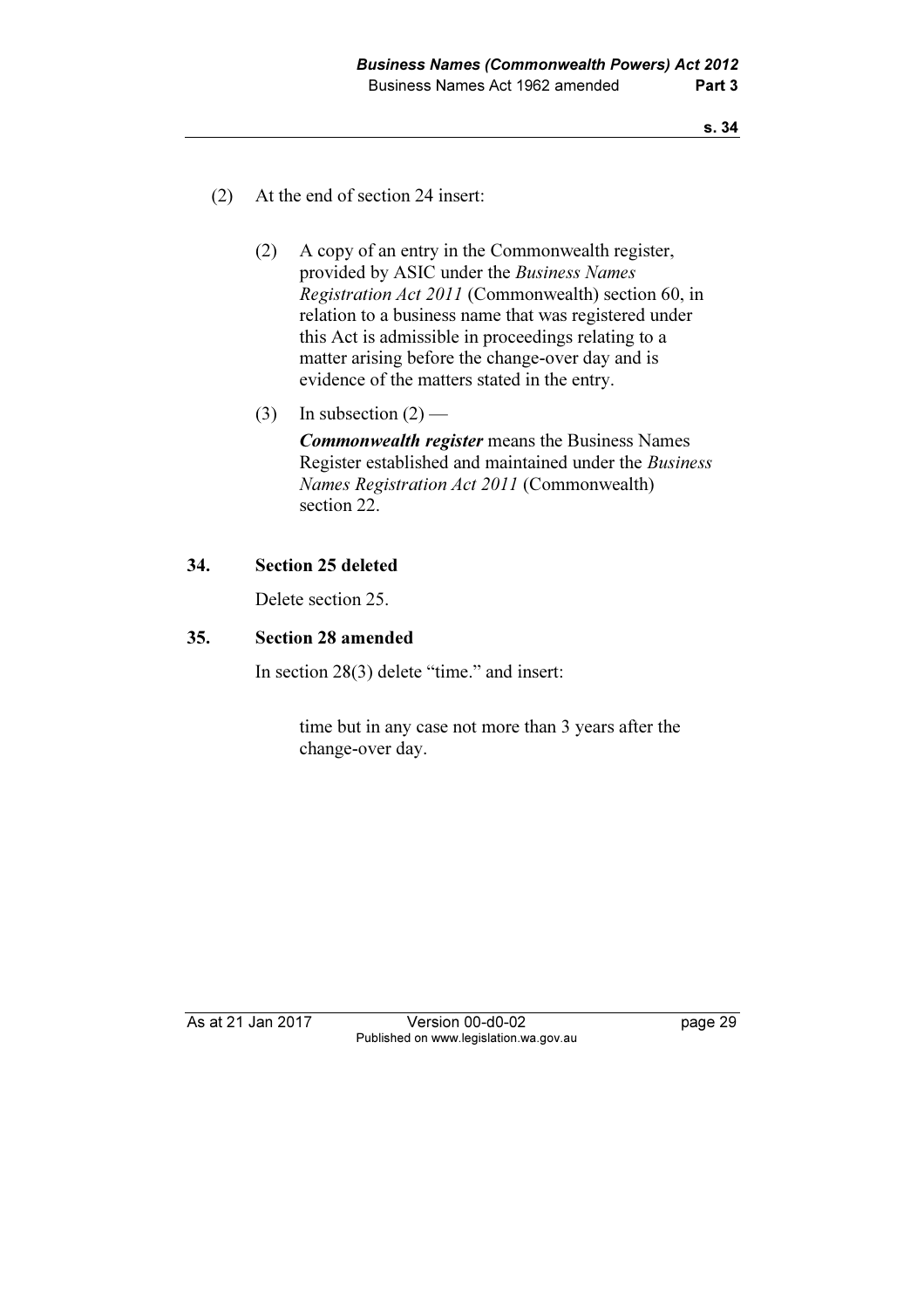(2) At the end of section 24 insert:

> (2) A copy of an entry in the Commonwealth register, provided by ASIC under the *Business Names Registration Act 2011* (Commonwealth) section 60, in relation to a business name that was registered under this Act is admissible in proceedings relating to a matter arising before the change-over day and is evidence of the matters stated in the entry.
>
> (3) In subsection (2) —
>
> ***Commonwealth register*** means the Business Names Register established and maintained under the *Business Names Registration Act 2011* (Commonwealth) section 22.

### 34. Section 25 deleted

Delete section 25.

### 35. Section 28 amended

In section 28(3) delete "time." and insert:

> time but in any case not more than 3 years after the change-over day.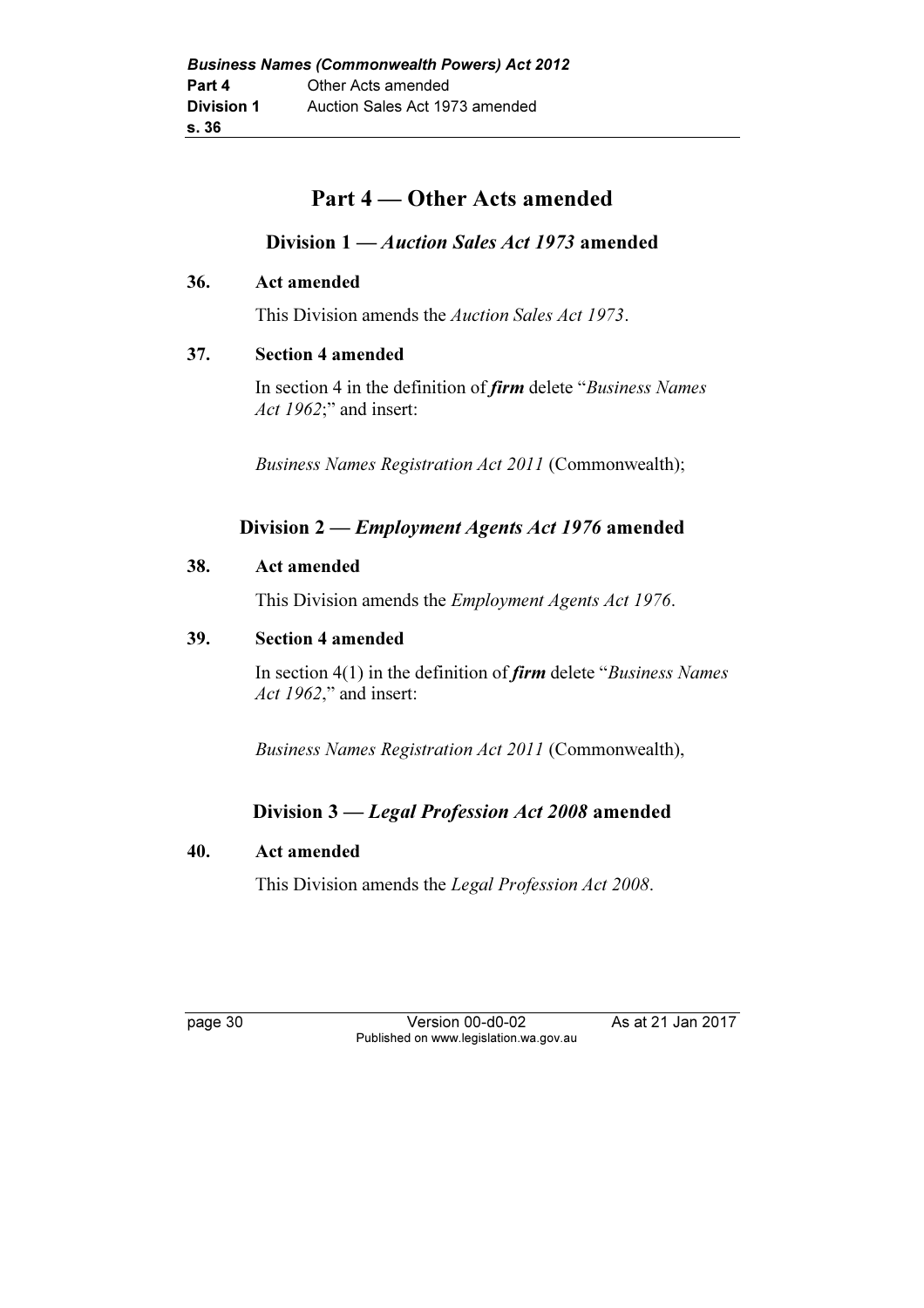# Part 4 — Other Acts amended

## Division 1 — *Auction Sales Act 1973* amended

### 36. Act amended

This Division amends the *Auction Sales Act 1973*.

### 37. Section 4 amended

In section 4 in the definition of ***firm*** delete "*Business Names Act 1962*;" and insert:

*Business Names Registration Act 2011* (Commonwealth);

## Division 2 — *Employment Agents Act 1976* amended

### 38. Act amended

This Division amends the *Employment Agents Act 1976*.

### 39. Section 4 amended

In section 4(1) in the definition of ***firm*** delete "*Business Names Act 1962*," and insert:

*Business Names Registration Act 2011* (Commonwealth),

## Division 3 — *Legal Profession Act 2008* amended

### 40. Act amended

This Division amends the *Legal Profession Act 2008*.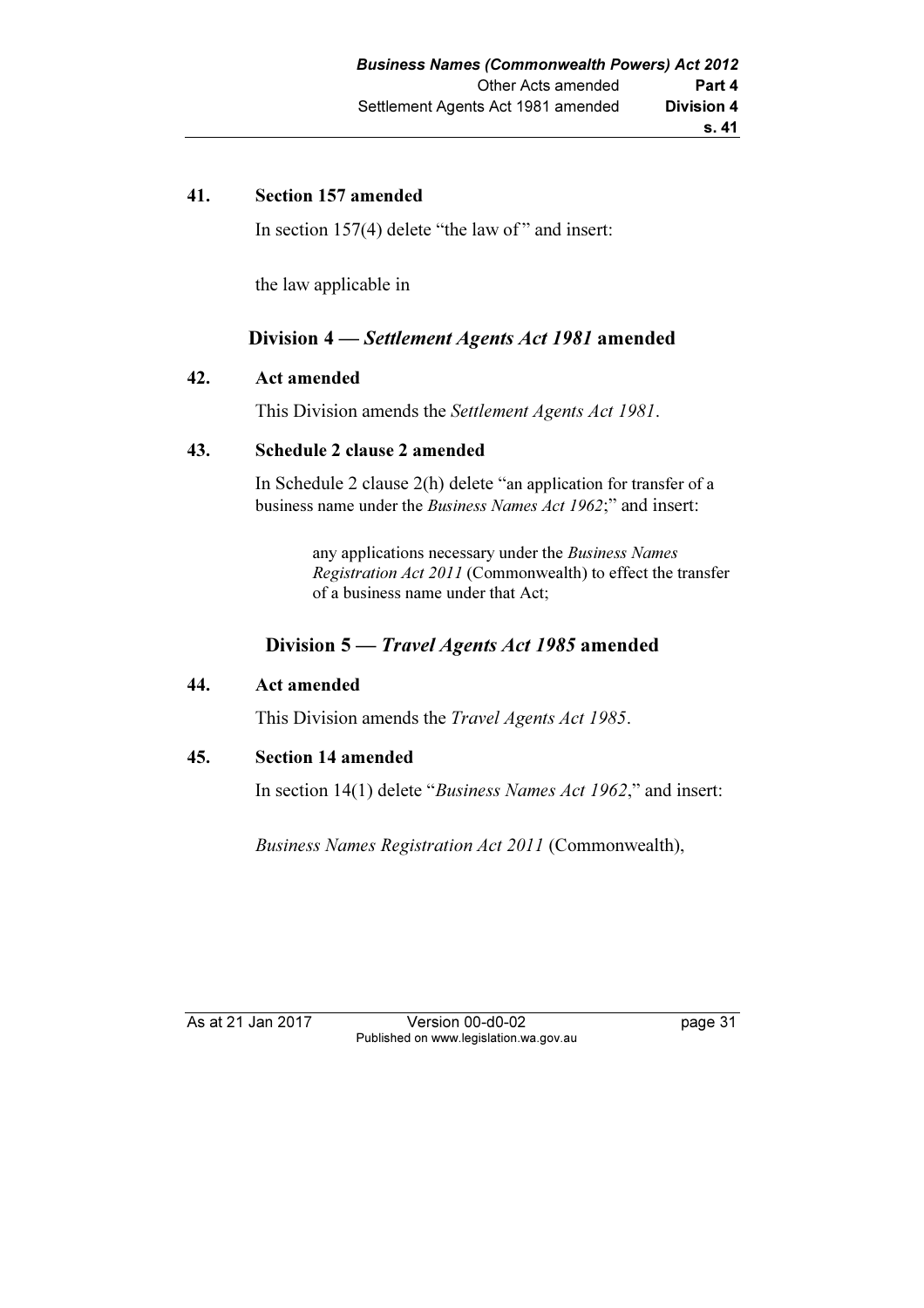**41. Section 157 amended**

In section 157(4) delete "the law of " and insert:

the law applicable in

## Division 4 — *Settlement Agents Act 1981* amended

**42. Act amended**

This Division amends the *Settlement Agents Act 1981*.

**43. Schedule 2 clause 2 amended**

In Schedule 2 clause 2(h) delete "an application for transfer of a business name under the *Business Names Act 1962*;" and insert:

> any applications necessary under the *Business Names Registration Act 2011* (Commonwealth) to effect the transfer of a business name under that Act;

## Division 5 — *Travel Agents Act 1985* amended

**44. Act amended**

This Division amends the *Travel Agents Act 1985*.

**45. Section 14 amended**

In section 14(1) delete "*Business Names Act 1962*," and insert:

*Business Names Registration Act 2011* (Commonwealth),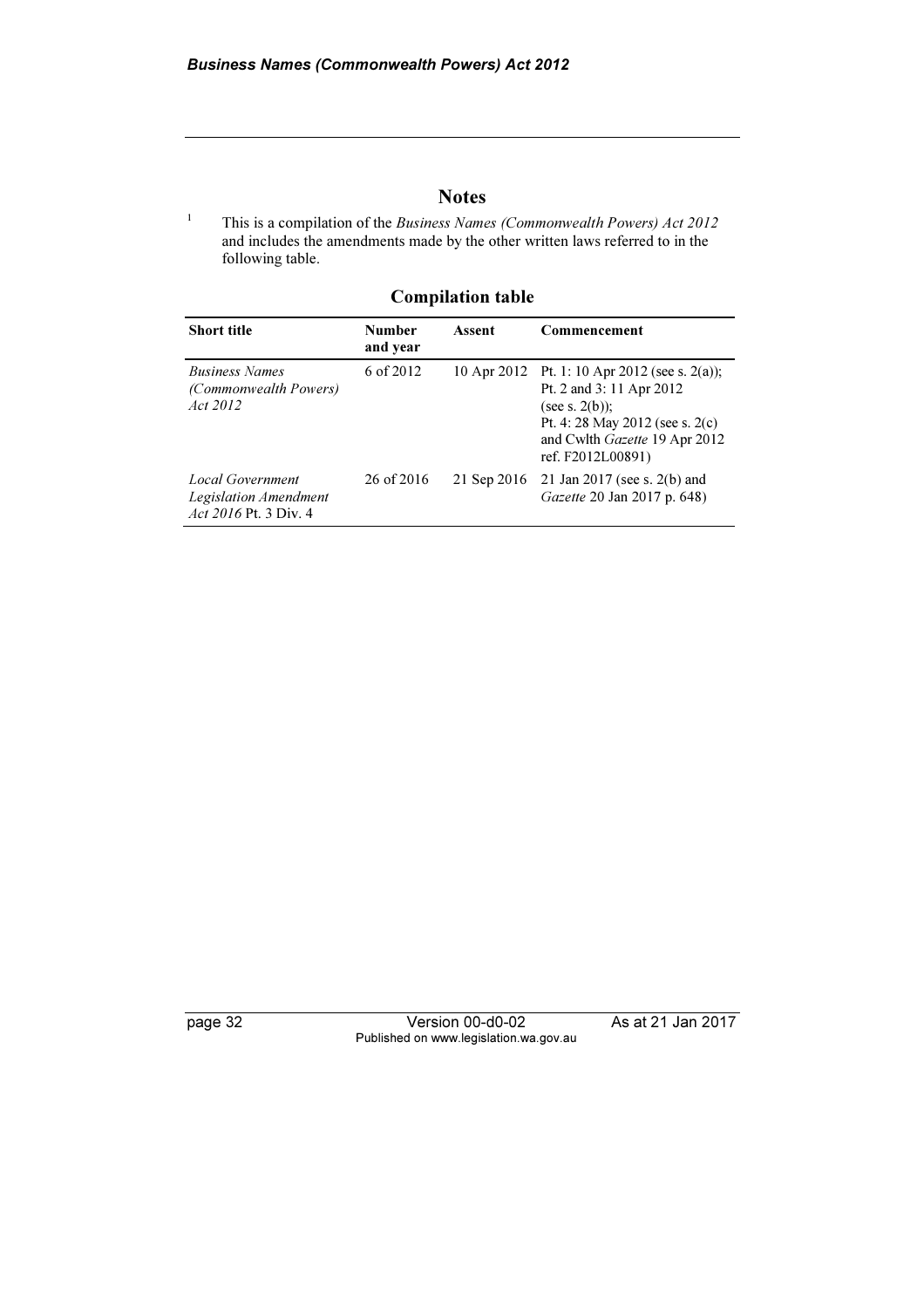## Notes

[1] This is a compilation of the *Business Names (Commonwealth Powers) Act 2012* and includes the amendments made by the other written laws referred to in the following table.

### Compilation table

| Short title | Number and year | Assent | Commencement |
|---|---|---|---|
| *Business Names (Commonwealth Powers) Act 2012* | 6 of 2012 | 10 Apr 2012 | Pt. 1: 10 Apr 2012 (see s. 2(a)); Pt. 2 and 3: 11 Apr 2012 (see s. 2(b)); Pt. 4: 28 May 2012 (see s. 2(c) and Cwlth *Gazette* 19 Apr 2012 ref. F2012L00891) |
| *Local Government Legislation Amendment Act 2016* Pt. 3 Div. 4 | 26 of 2016 | 21 Sep 2016 | 21 Jan 2017 (see s. 2(b) and *Gazette* 20 Jan 2017 p. 648) |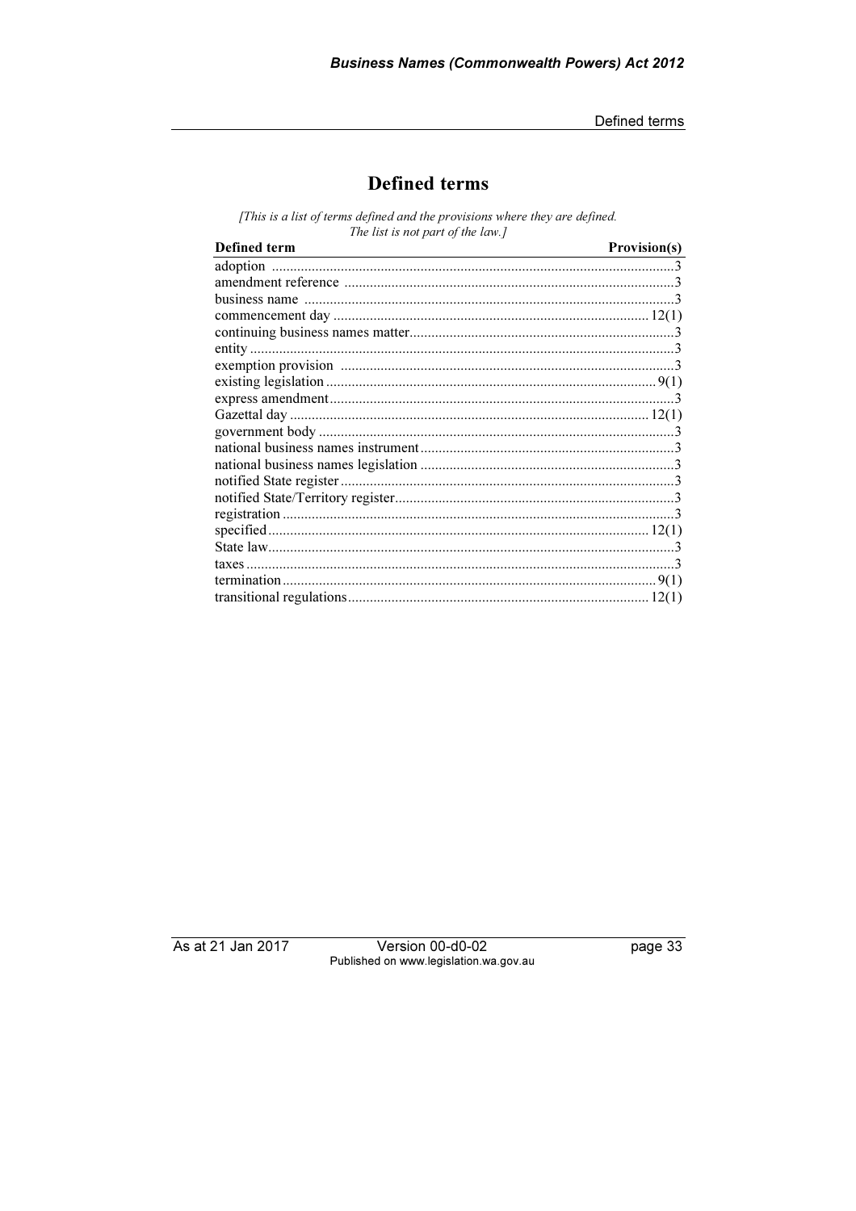# Defined terms

*[This is a list of terms defined and the provisions where they are defined. The list is not part of the law.]*

| Defined term | Provision(s) |
|---|---|
| adoption | 3 |
| amendment reference | 3 |
| business name | 3 |
| commencement day | 12(1) |
| continuing business names matter | 3 |
| entity | 3 |
| exemption provision | 3 |
| existing legislation | 9(1) |
| express amendment | 3 |
| Gazettal day | 12(1) |
| government body | 3 |
| national business names instrument | 3 |
| national business names legislation | 3 |
| notified State register | 3 |
| notified State/Territory register | 3 |
| registration | 3 |
| specified | 12(1) |
| State law | 3 |
| taxes | 3 |
| termination | 9(1) |
| transitional regulations | 12(1) |